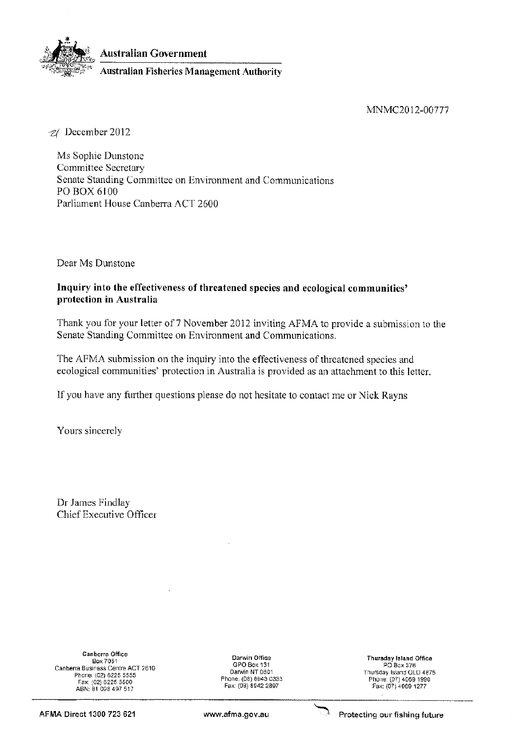**Australian Government**

**Australian Fisheries Management Authority**

MNMC2012-00777

21 December 2012

Ms Sophie Dunstone
Committee Secretary
Senate Standing Committee on Environment and Communications
PO BOX 6100
Parliament House Canberra ACT 2600

Dear Ms Dunstone

**Inquiry into the effectiveness of threatened species and ecological communities' protection in Australia**

Thank you for your letter of 7 November 2012 inviting AFMA to provide a submission to the Senate Standing Committee on Environment and Communications.

The AFMA submission on the inquiry into the effectiveness of threatened species and ecological communities' protection in Australia is provided as an attachment to this letter.

If you have any further questions please do not hesitate to contact me or Nick Rayns

Yours sincerely

Dr James Findlay
Chief Executive Officer

**Canberra Office**
Box 7051
Canberra Business Centre ACT 2610
Phone: (02) 6225 5555
Fax: (02) 6225 5500
ABN: 81 098 497 517

**Darwin Office**
GPO Box 131
Darwin NT 0801
Phone: (08) 8943 0333
Fax: (08) 8942 2897

**Thursday Island Office**
PO Box 376
Thursday Island QLD 4875
Phone: (07) 4069 1990
Fax: (07) 4069 1277

**AFMA Direct 1300 723 621** www.afma.gov.au **Protecting our fishing future**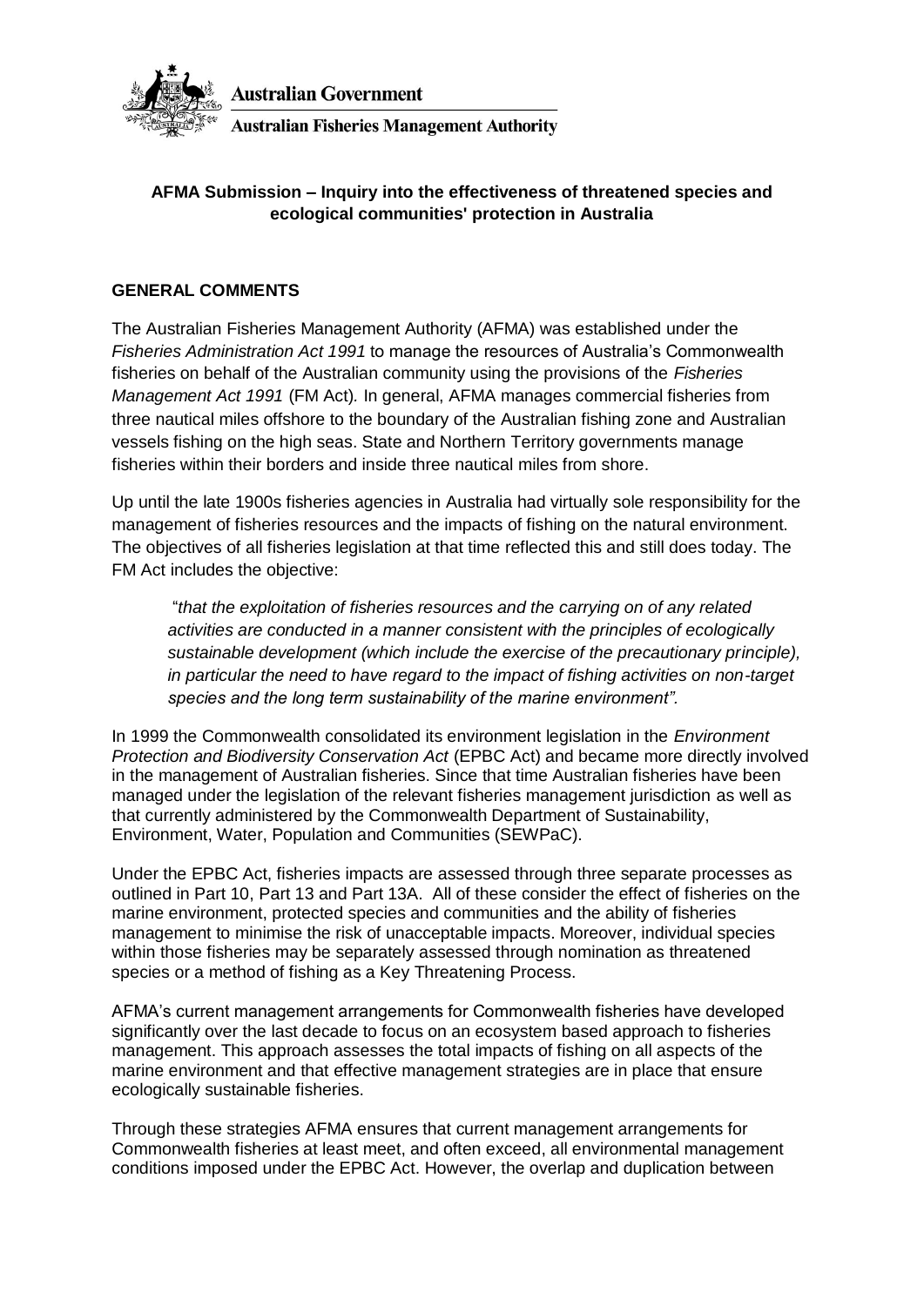**Australian Government**

**Australian Fisheries Management Authority**

## AFMA Submission – Inquiry into the effectiveness of threatened species and ecological communities' protection in Australia

### GENERAL COMMENTS

The Australian Fisheries Management Authority (AFMA) was established under the *Fisheries Administration Act 1991* to manage the resources of Australia's Commonwealth fisheries on behalf of the Australian community using the provisions of the *Fisheries Management Act 1991* (FM Act). In general, AFMA manages commercial fisheries from three nautical miles offshore to the boundary of the Australian fishing zone and Australian vessels fishing on the high seas. State and Northern Territory governments manage fisheries within their borders and inside three nautical miles from shore.

Up until the late 1900s fisheries agencies in Australia had virtually sole responsibility for the management of fisheries resources and the impacts of fishing on the natural environment. The objectives of all fisheries legislation at that time reflected this and still does today. The FM Act includes the objective:

> "*that the exploitation of fisheries resources and the carrying on of any related activities are conducted in a manner consistent with the principles of ecologically sustainable development (which include the exercise of the precautionary principle), in particular the need to have regard to the impact of fishing activities on non-target species and the long term sustainability of the marine environment".*

In 1999 the Commonwealth consolidated its environment legislation in the *Environment Protection and Biodiversity Conservation Act* (EPBC Act) and became more directly involved in the management of Australian fisheries. Since that time Australian fisheries have been managed under the legislation of the relevant fisheries management jurisdiction as well as that currently administered by the Commonwealth Department of Sustainability, Environment, Water, Population and Communities (SEWPaC).

Under the EPBC Act, fisheries impacts are assessed through three separate processes as outlined in Part 10, Part 13 and Part 13A. All of these consider the effect of fisheries on the marine environment, protected species and communities and the ability of fisheries management to minimise the risk of unacceptable impacts. Moreover, individual species within those fisheries may be separately assessed through nomination as threatened species or a method of fishing as a Key Threatening Process.

AFMA's current management arrangements for Commonwealth fisheries have developed significantly over the last decade to focus on an ecosystem based approach to fisheries management. This approach assesses the total impacts of fishing on all aspects of the marine environment and that effective management strategies are in place that ensure ecologically sustainable fisheries.

Through these strategies AFMA ensures that current management arrangements for Commonwealth fisheries at least meet, and often exceed, all environmental management conditions imposed under the EPBC Act. However, the overlap and duplication between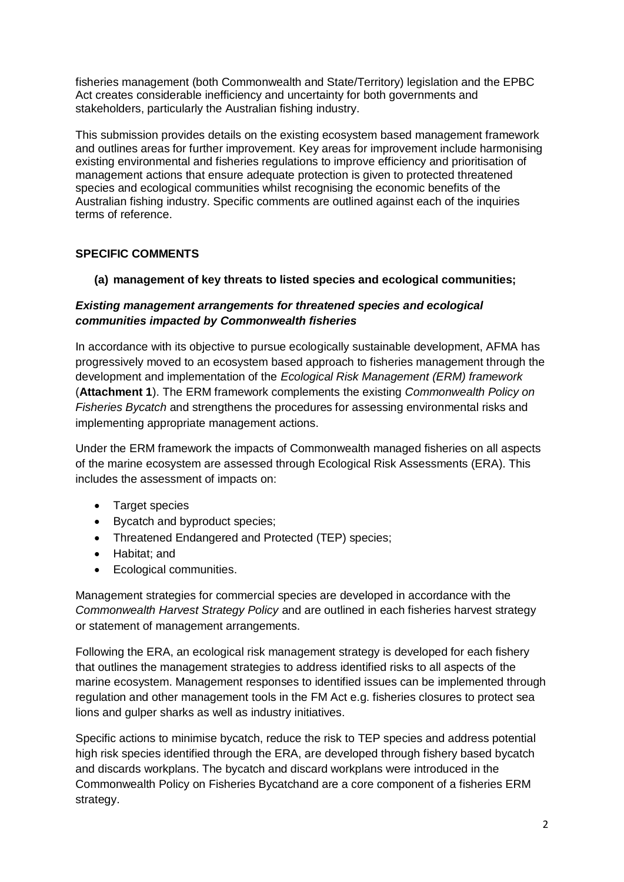fisheries management (both Commonwealth and State/Territory) legislation and the EPBC Act creates considerable inefficiency and uncertainty for both governments and stakeholders, particularly the Australian fishing industry.

This submission provides details on the existing ecosystem based management framework and outlines areas for further improvement. Key areas for improvement include harmonising existing environmental and fisheries regulations to improve efficiency and prioritisation of management actions that ensure adequate protection is given to protected threatened species and ecological communities whilst recognising the economic benefits of the Australian fishing industry. Specific comments are outlined against each of the inquiries terms of reference.

## SPECIFIC COMMENTS

### (a) management of key threats to listed species and ecological communities;

***Existing management arrangements for threatened species and ecological communities impacted by Commonwealth fisheries***

In accordance with its objective to pursue ecologically sustainable development, AFMA has progressively moved to an ecosystem based approach to fisheries management through the development and implementation of the *Ecological Risk Management (ERM) framework* (**Attachment 1**). The ERM framework complements the existing *Commonwealth Policy on Fisheries Bycatch* and strengthens the procedures for assessing environmental risks and implementing appropriate management actions.

Under the ERM framework the impacts of Commonwealth managed fisheries on all aspects of the marine ecosystem are assessed through Ecological Risk Assessments (ERA). This includes the assessment of impacts on:

- Target species
- Bycatch and byproduct species;
- Threatened Endangered and Protected (TEP) species;
- Habitat; and
- Ecological communities.

Management strategies for commercial species are developed in accordance with the *Commonwealth Harvest Strategy Policy* and are outlined in each fisheries harvest strategy or statement of management arrangements.

Following the ERA, an ecological risk management strategy is developed for each fishery that outlines the management strategies to address identified risks to all aspects of the marine ecosystem. Management responses to identified issues can be implemented through regulation and other management tools in the FM Act e.g. fisheries closures to protect sea lions and gulper sharks as well as industry initiatives.

Specific actions to minimise bycatch, reduce the risk to TEP species and address potential high risk species identified through the ERA, are developed through fishery based bycatch and discards workplans. The bycatch and discard workplans were introduced in the Commonwealth Policy on Fisheries Bycatchand are a core component of a fisheries ERM strategy.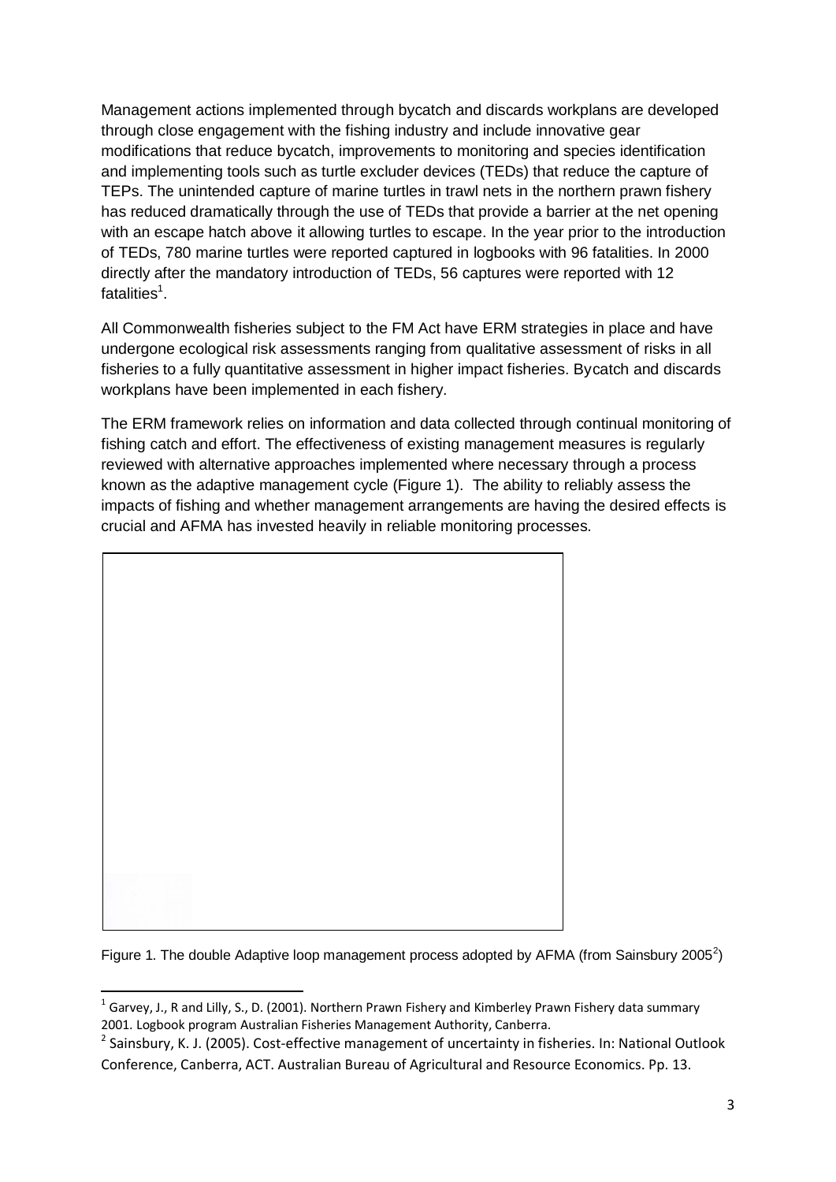Management actions implemented through bycatch and discards workplans are developed through close engagement with the fishing industry and include innovative gear modifications that reduce bycatch, improvements to monitoring and species identification and implementing tools such as turtle excluder devices (TEDs) that reduce the capture of TEPs. The unintended capture of marine turtles in trawl nets in the northern prawn fishery has reduced dramatically through the use of TEDs that provide a barrier at the net opening with an escape hatch above it allowing turtles to escape. In the year prior to the introduction of TEDs, 780 marine turtles were reported captured in logbooks with 96 fatalities. In 2000 directly after the mandatory introduction of TEDs, 56 captures were reported with 12 fatalities[1].

All Commonwealth fisheries subject to the FM Act have ERM strategies in place and have undergone ecological risk assessments ranging from qualitative assessment of risks in all fisheries to a fully quantitative assessment in higher impact fisheries. Bycatch and discards workplans have been implemented in each fishery.

The ERM framework relies on information and data collected through continual monitoring of fishing catch and effort. The effectiveness of existing management measures is regularly reviewed with alternative approaches implemented where necessary through a process known as the adaptive management cycle (Figure 1). The ability to reliably assess the impacts of fishing and whether management arrangements are having the desired effects is crucial and AFMA has invested heavily in reliable monitoring processes.

Figure 1. The double Adaptive loop management process adopted by AFMA (from Sainsbury 2005[2])

[1] Garvey, J., R and Lilly, S., D. (2001). Northern Prawn Fishery and Kimberley Prawn Fishery data summary 2001. Logbook program Australian Fisheries Management Authority, Canberra.

[2] Sainsbury, K. J. (2005). Cost-effective management of uncertainty in fisheries. In: National Outlook Conference, Canberra, ACT. Australian Bureau of Agricultural and Resource Economics. Pp. 13.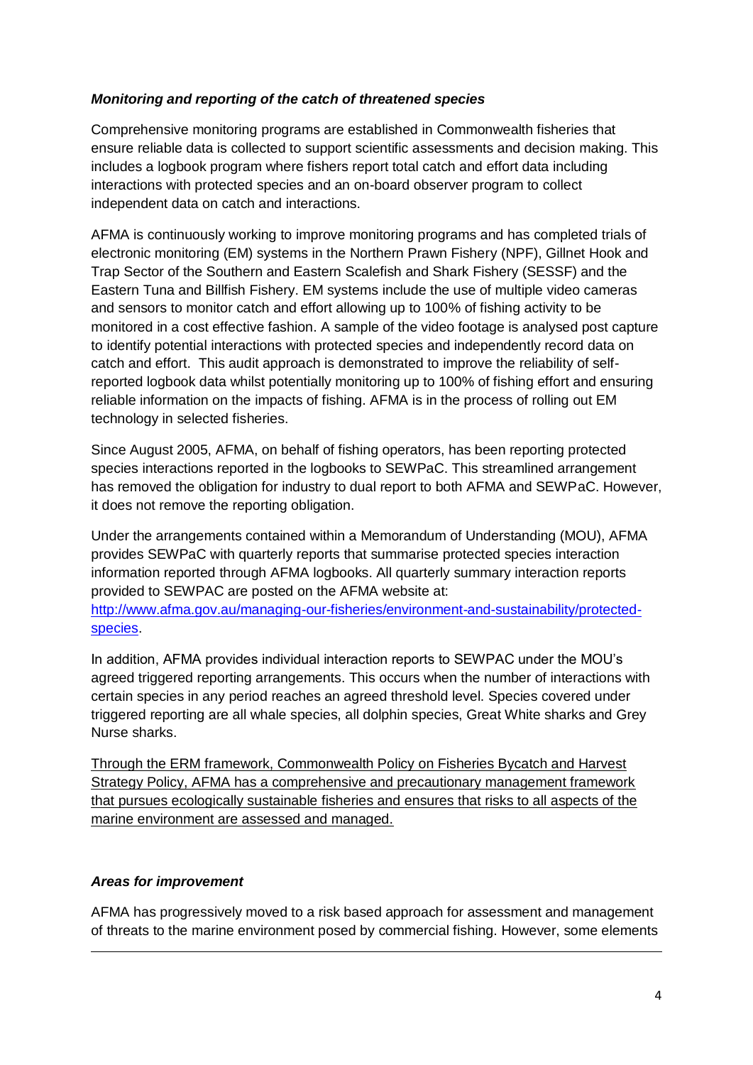***Monitoring and reporting of the catch of threatened species***

Comprehensive monitoring programs are established in Commonwealth fisheries that ensure reliable data is collected to support scientific assessments and decision making. This includes a logbook program where fishers report total catch and effort data including interactions with protected species and an on-board observer program to collect independent data on catch and interactions.

AFMA is continuously working to improve monitoring programs and has completed trials of electronic monitoring (EM) systems in the Northern Prawn Fishery (NPF), Gillnet Hook and Trap Sector of the Southern and Eastern Scalefish and Shark Fishery (SESSF) and the Eastern Tuna and Billfish Fishery. EM systems include the use of multiple video cameras and sensors to monitor catch and effort allowing up to 100% of fishing activity to be monitored in a cost effective fashion. A sample of the video footage is analysed post capture to identify potential interactions with protected species and independently record data on catch and effort. This audit approach is demonstrated to improve the reliability of self-reported logbook data whilst potentially monitoring up to 100% of fishing effort and ensuring reliable information on the impacts of fishing. AFMA is in the process of rolling out EM technology in selected fisheries.

Since August 2005, AFMA, on behalf of fishing operators, has been reporting protected species interactions reported in the logbooks to SEWPaC. This streamlined arrangement has removed the obligation for industry to dual report to both AFMA and SEWPaC. However, it does not remove the reporting obligation.

Under the arrangements contained within a Memorandum of Understanding (MOU), AFMA provides SEWPaC with quarterly reports that summarise protected species interaction information reported through AFMA logbooks. All quarterly summary interaction reports provided to SEWPAC are posted on the AFMA website at: [http://www.afma.gov.au/managing-our-fisheries/environment-and-sustainability/protected-species](http://www.afma.gov.au/managing-our-fisheries/environment-and-sustainability/protected-species).

In addition, AFMA provides individual interaction reports to SEWPAC under the MOU's agreed triggered reporting arrangements. This occurs when the number of interactions with certain species in any period reaches an agreed threshold level. Species covered under triggered reporting are all whale species, all dolphin species, Great White sharks and Grey Nurse sharks.

<u>Through the ERM framework, Commonwealth Policy on Fisheries Bycatch and Harvest Strategy Policy, AFMA has a comprehensive and precautionary management framework that pursues ecologically sustainable fisheries and ensures that risks to all aspects of the marine environment are assessed and managed.</u>

***Areas for improvement***

AFMA has progressively moved to a risk based approach for assessment and management of threats to the marine environment posed by commercial fishing. However, some elements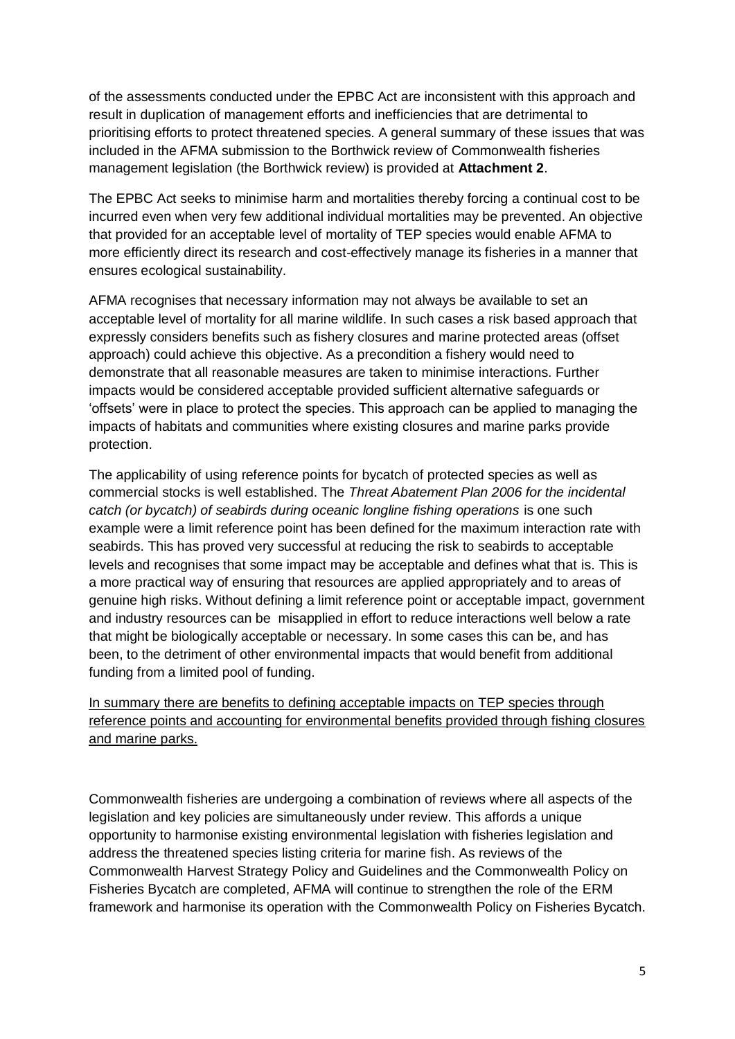of the assessments conducted under the EPBC Act are inconsistent with this approach and result in duplication of management efforts and inefficiencies that are detrimental to prioritising efforts to protect threatened species. A general summary of these issues that was included in the AFMA submission to the Borthwick review of Commonwealth fisheries management legislation (the Borthwick review) is provided at **Attachment 2**.

The EPBC Act seeks to minimise harm and mortalities thereby forcing a continual cost to be incurred even when very few additional individual mortalities may be prevented. An objective that provided for an acceptable level of mortality of TEP species would enable AFMA to more efficiently direct its research and cost-effectively manage its fisheries in a manner that ensures ecological sustainability.

AFMA recognises that necessary information may not always be available to set an acceptable level of mortality for all marine wildlife. In such cases a risk based approach that expressly considers benefits such as fishery closures and marine protected areas (offset approach) could achieve this objective. As a precondition a fishery would need to demonstrate that all reasonable measures are taken to minimise interactions. Further impacts would be considered acceptable provided sufficient alternative safeguards or 'offsets' were in place to protect the species. This approach can be applied to managing the impacts of habitats and communities where existing closures and marine parks provide protection.

The applicability of using reference points for bycatch of protected species as well as commercial stocks is well established. The *Threat Abatement Plan 2006 for the incidental catch (or bycatch) of seabirds during oceanic longline fishing operations* is one such example were a limit reference point has been defined for the maximum interaction rate with seabirds. This has proved very successful at reducing the risk to seabirds to acceptable levels and recognises that some impact may be acceptable and defines what that is. This is a more practical way of ensuring that resources are applied appropriately and to areas of genuine high risks. Without defining a limit reference point or acceptable impact, government and industry resources can be misapplied in effort to reduce interactions well below a rate that might be biologically acceptable or necessary. In some cases this can be, and has been, to the detriment of other environmental impacts that would benefit from additional funding from a limited pool of funding.

<u>In summary there are benefits to defining acceptable impacts on TEP species through reference points and accounting for environmental benefits provided through fishing closures and marine parks.</u>

Commonwealth fisheries are undergoing a combination of reviews where all aspects of the legislation and key policies are simultaneously under review. This affords a unique opportunity to harmonise existing environmental legislation with fisheries legislation and address the threatened species listing criteria for marine fish. As reviews of the Commonwealth Harvest Strategy Policy and Guidelines and the Commonwealth Policy on Fisheries Bycatch are completed, AFMA will continue to strengthen the role of the ERM framework and harmonise its operation with the Commonwealth Policy on Fisheries Bycatch.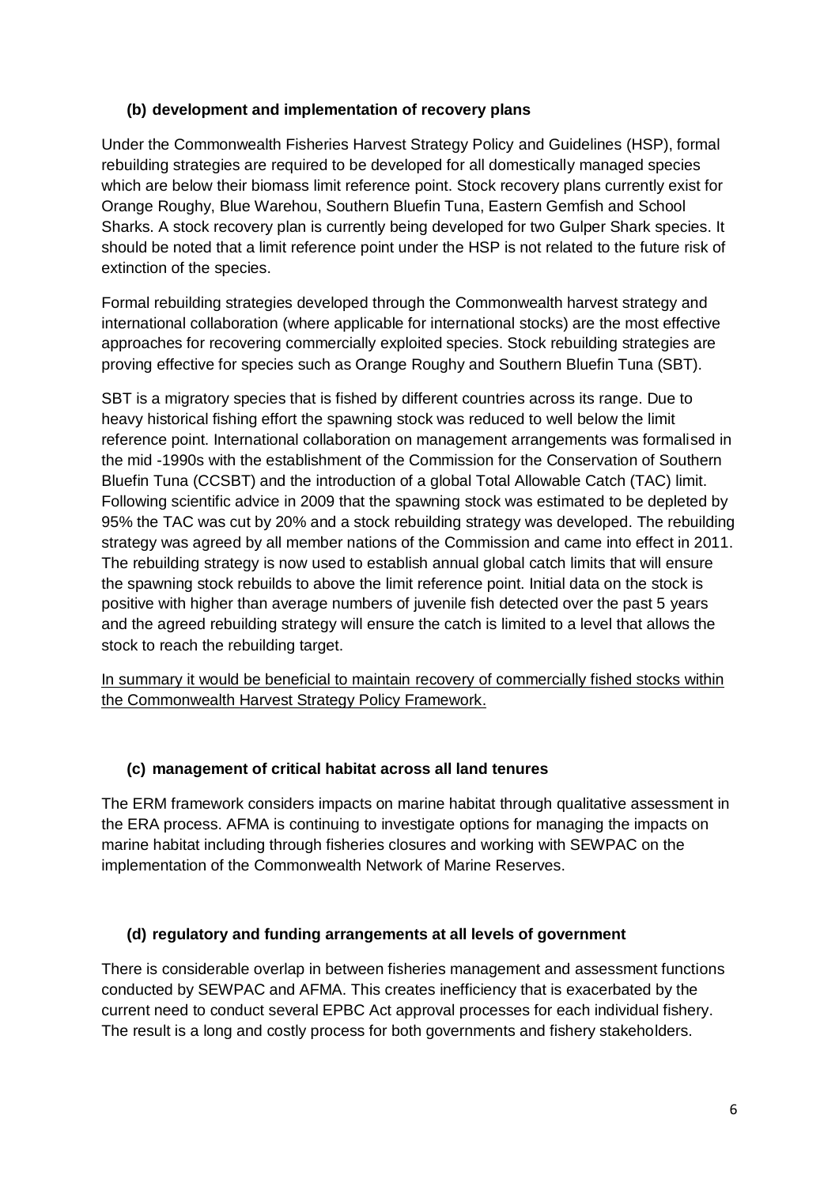### (b) development and implementation of recovery plans

Under the Commonwealth Fisheries Harvest Strategy Policy and Guidelines (HSP), formal rebuilding strategies are required to be developed for all domestically managed species which are below their biomass limit reference point. Stock recovery plans currently exist for Orange Roughy, Blue Warehou, Southern Bluefin Tuna, Eastern Gemfish and School Sharks. A stock recovery plan is currently being developed for two Gulper Shark species. It should be noted that a limit reference point under the HSP is not related to the future risk of extinction of the species.

Formal rebuilding strategies developed through the Commonwealth harvest strategy and international collaboration (where applicable for international stocks) are the most effective approaches for recovering commercially exploited species. Stock rebuilding strategies are proving effective for species such as Orange Roughy and Southern Bluefin Tuna (SBT).

SBT is a migratory species that is fished by different countries across its range. Due to heavy historical fishing effort the spawning stock was reduced to well below the limit reference point. International collaboration on management arrangements was formalised in the mid -1990s with the establishment of the Commission for the Conservation of Southern Bluefin Tuna (CCSBT) and the introduction of a global Total Allowable Catch (TAC) limit. Following scientific advice in 2009 that the spawning stock was estimated to be depleted by 95% the TAC was cut by 20% and a stock rebuilding strategy was developed. The rebuilding strategy was agreed by all member nations of the Commission and came into effect in 2011. The rebuilding strategy is now used to establish annual global catch limits that will ensure the spawning stock rebuilds to above the limit reference point. Initial data on the stock is positive with higher than average numbers of juvenile fish detected over the past 5 years and the agreed rebuilding strategy will ensure the catch is limited to a level that allows the stock to reach the rebuilding target.

<u>In summary it would be beneficial to maintain recovery of commercially fished stocks within the Commonwealth Harvest Strategy Policy Framework.</u>

### (c) management of critical habitat across all land tenures

The ERM framework considers impacts on marine habitat through qualitative assessment in the ERA process. AFMA is continuing to investigate options for managing the impacts on marine habitat including through fisheries closures and working with SEWPAC on the implementation of the Commonwealth Network of Marine Reserves.

### (d) regulatory and funding arrangements at all levels of government

There is considerable overlap in between fisheries management and assessment functions conducted by SEWPAC and AFMA. This creates inefficiency that is exacerbated by the current need to conduct several EPBC Act approval processes for each individual fishery. The result is a long and costly process for both governments and fishery stakeholders.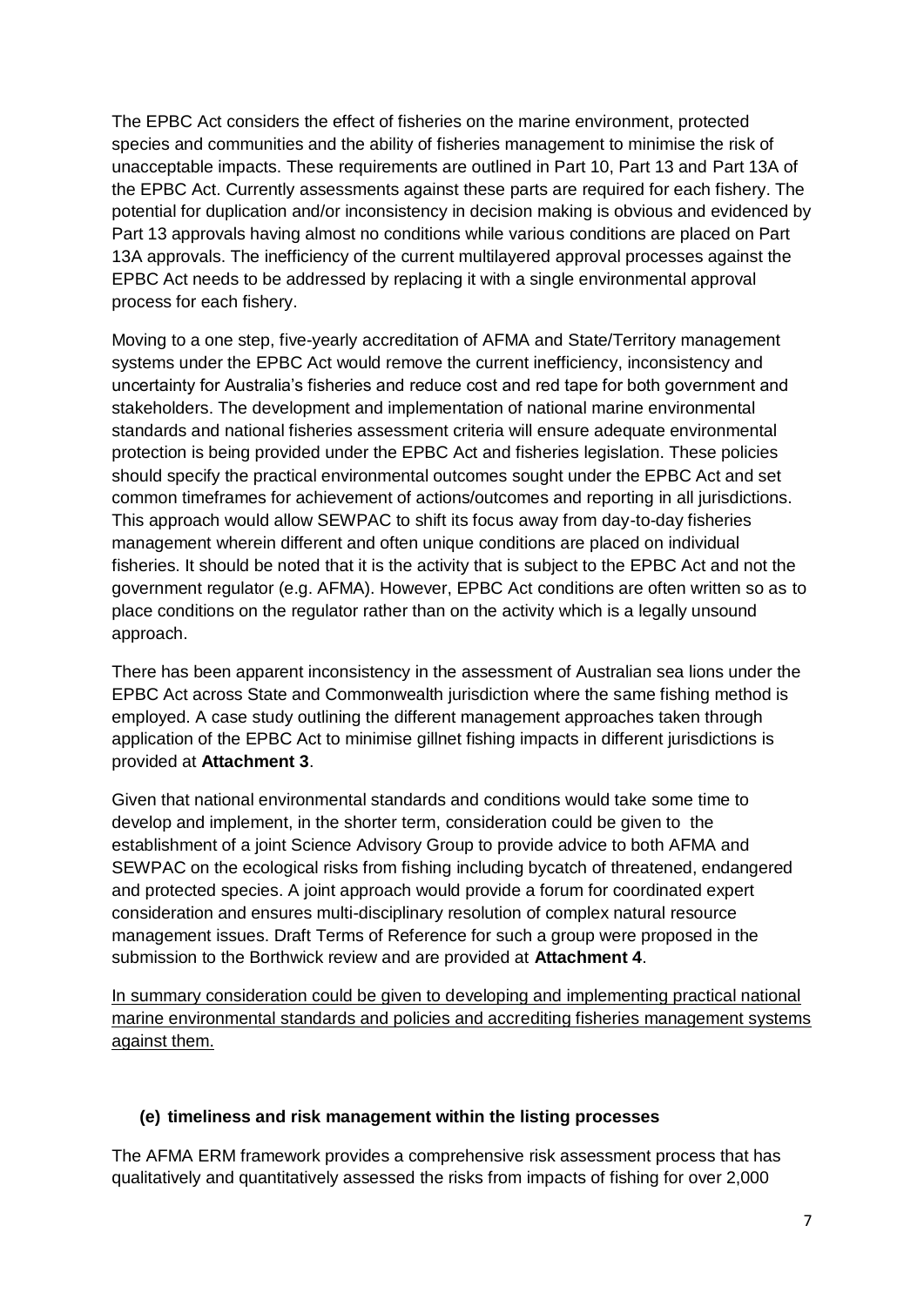The EPBC Act considers the effect of fisheries on the marine environment, protected species and communities and the ability of fisheries management to minimise the risk of unacceptable impacts. These requirements are outlined in Part 10, Part 13 and Part 13A of the EPBC Act. Currently assessments against these parts are required for each fishery. The potential for duplication and/or inconsistency in decision making is obvious and evidenced by Part 13 approvals having almost no conditions while various conditions are placed on Part 13A approvals. The inefficiency of the current multilayered approval processes against the EPBC Act needs to be addressed by replacing it with a single environmental approval process for each fishery.

Moving to a one step, five-yearly accreditation of AFMA and State/Territory management systems under the EPBC Act would remove the current inefficiency, inconsistency and uncertainty for Australia's fisheries and reduce cost and red tape for both government and stakeholders. The development and implementation of national marine environmental standards and national fisheries assessment criteria will ensure adequate environmental protection is being provided under the EPBC Act and fisheries legislation. These policies should specify the practical environmental outcomes sought under the EPBC Act and set common timeframes for achievement of actions/outcomes and reporting in all jurisdictions. This approach would allow SEWPAC to shift its focus away from day-to-day fisheries management wherein different and often unique conditions are placed on individual fisheries. It should be noted that it is the activity that is subject to the EPBC Act and not the government regulator (e.g. AFMA). However, EPBC Act conditions are often written so as to place conditions on the regulator rather than on the activity which is a legally unsound approach.

There has been apparent inconsistency in the assessment of Australian sea lions under the EPBC Act across State and Commonwealth jurisdiction where the same fishing method is employed. A case study outlining the different management approaches taken through application of the EPBC Act to minimise gillnet fishing impacts in different jurisdictions is provided at **Attachment 3**.

Given that national environmental standards and conditions would take some time to develop and implement, in the shorter term, consideration could be given to the establishment of a joint Science Advisory Group to provide advice to both AFMA and SEWPAC on the ecological risks from fishing including bycatch of threatened, endangered and protected species. A joint approach would provide a forum for coordinated expert consideration and ensures multi-disciplinary resolution of complex natural resource management issues. Draft Terms of Reference for such a group were proposed in the submission to the Borthwick review and are provided at **Attachment 4**.

<u>In summary consideration could be given to developing and implementing practical national marine environmental standards and policies and accrediting fisheries management systems against them.</u>

### (e) timeliness and risk management within the listing processes

The AFMA ERM framework provides a comprehensive risk assessment process that has qualitatively and quantitatively assessed the risks from impacts of fishing for over 2,000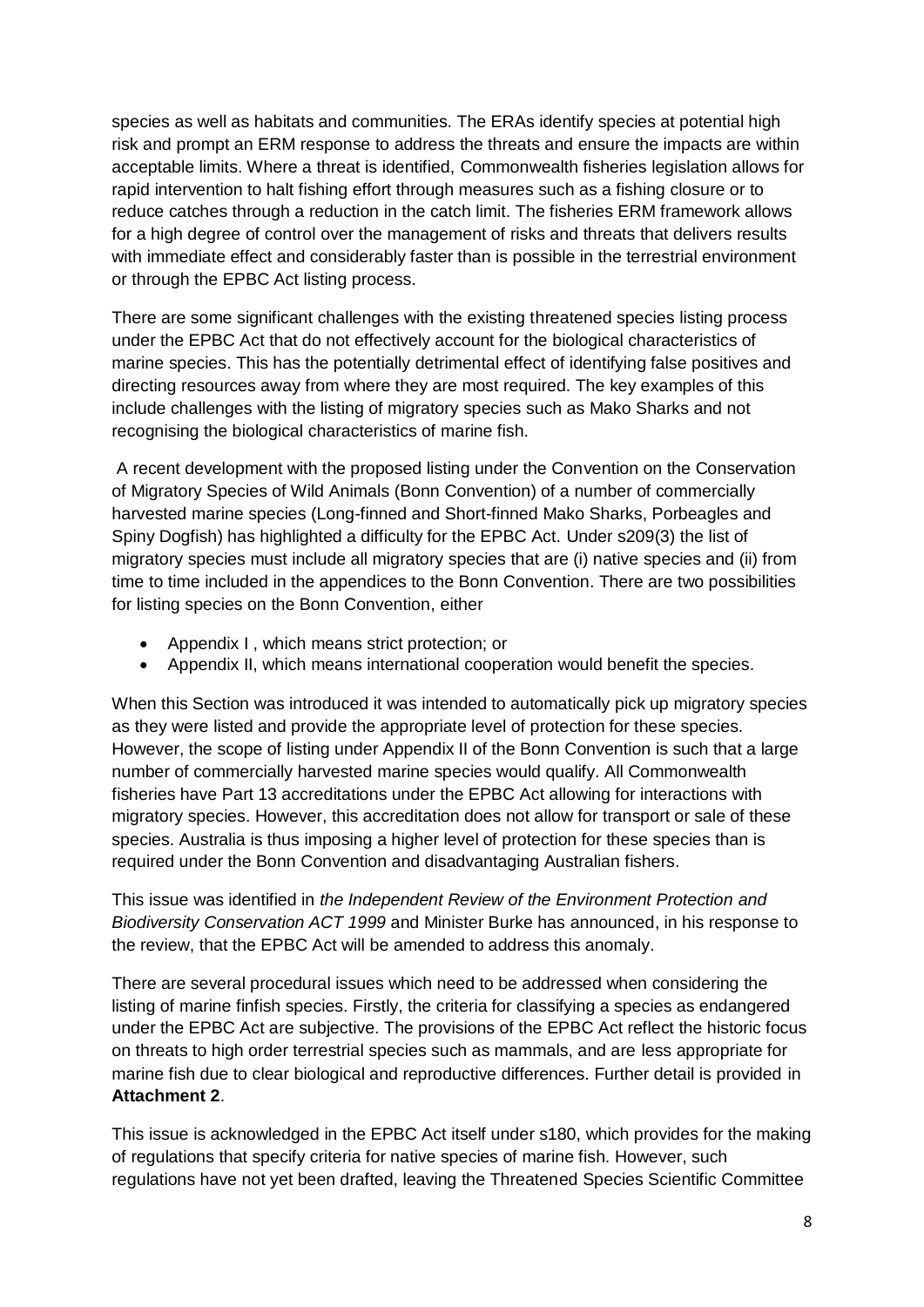species as well as habitats and communities. The ERAs identify species at potential high risk and prompt an ERM response to address the threats and ensure the impacts are within acceptable limits. Where a threat is identified, Commonwealth fisheries legislation allows for rapid intervention to halt fishing effort through measures such as a fishing closure or to reduce catches through a reduction in the catch limit. The fisheries ERM framework allows for a high degree of control over the management of risks and threats that delivers results with immediate effect and considerably faster than is possible in the terrestrial environment or through the EPBC Act listing process.

There are some significant challenges with the existing threatened species listing process under the EPBC Act that do not effectively account for the biological characteristics of marine species. This has the potentially detrimental effect of identifying false positives and directing resources away from where they are most required. The key examples of this include challenges with the listing of migratory species such as Mako Sharks and not recognising the biological characteristics of marine fish.

A recent development with the proposed listing under the Convention on the Conservation of Migratory Species of Wild Animals (Bonn Convention) of a number of commercially harvested marine species (Long-finned and Short-finned Mako Sharks, Porbeagles and Spiny Dogfish) has highlighted a difficulty for the EPBC Act. Under s209(3) the list of migratory species must include all migratory species that are (i) native species and (ii) from time to time included in the appendices to the Bonn Convention. There are two possibilities for listing species on the Bonn Convention, either

- Appendix I , which means strict protection; or
- Appendix II, which means international cooperation would benefit the species.

When this Section was introduced it was intended to automatically pick up migratory species as they were listed and provide the appropriate level of protection for these species. However, the scope of listing under Appendix II of the Bonn Convention is such that a large number of commercially harvested marine species would qualify. All Commonwealth fisheries have Part 13 accreditations under the EPBC Act allowing for interactions with migratory species. However, this accreditation does not allow for transport or sale of these species. Australia is thus imposing a higher level of protection for these species than is required under the Bonn Convention and disadvantaging Australian fishers.

This issue was identified in *the Independent Review of the Environment Protection and Biodiversity Conservation ACT 1999* and Minister Burke has announced, in his response to the review, that the EPBC Act will be amended to address this anomaly.

There are several procedural issues which need to be addressed when considering the listing of marine finfish species. Firstly, the criteria for classifying a species as endangered under the EPBC Act are subjective. The provisions of the EPBC Act reflect the historic focus on threats to high order terrestrial species such as mammals, and are less appropriate for marine fish due to clear biological and reproductive differences. Further detail is provided in **Attachment 2**.

This issue is acknowledged in the EPBC Act itself under s180, which provides for the making of regulations that specify criteria for native species of marine fish. However, such regulations have not yet been drafted, leaving the Threatened Species Scientific Committee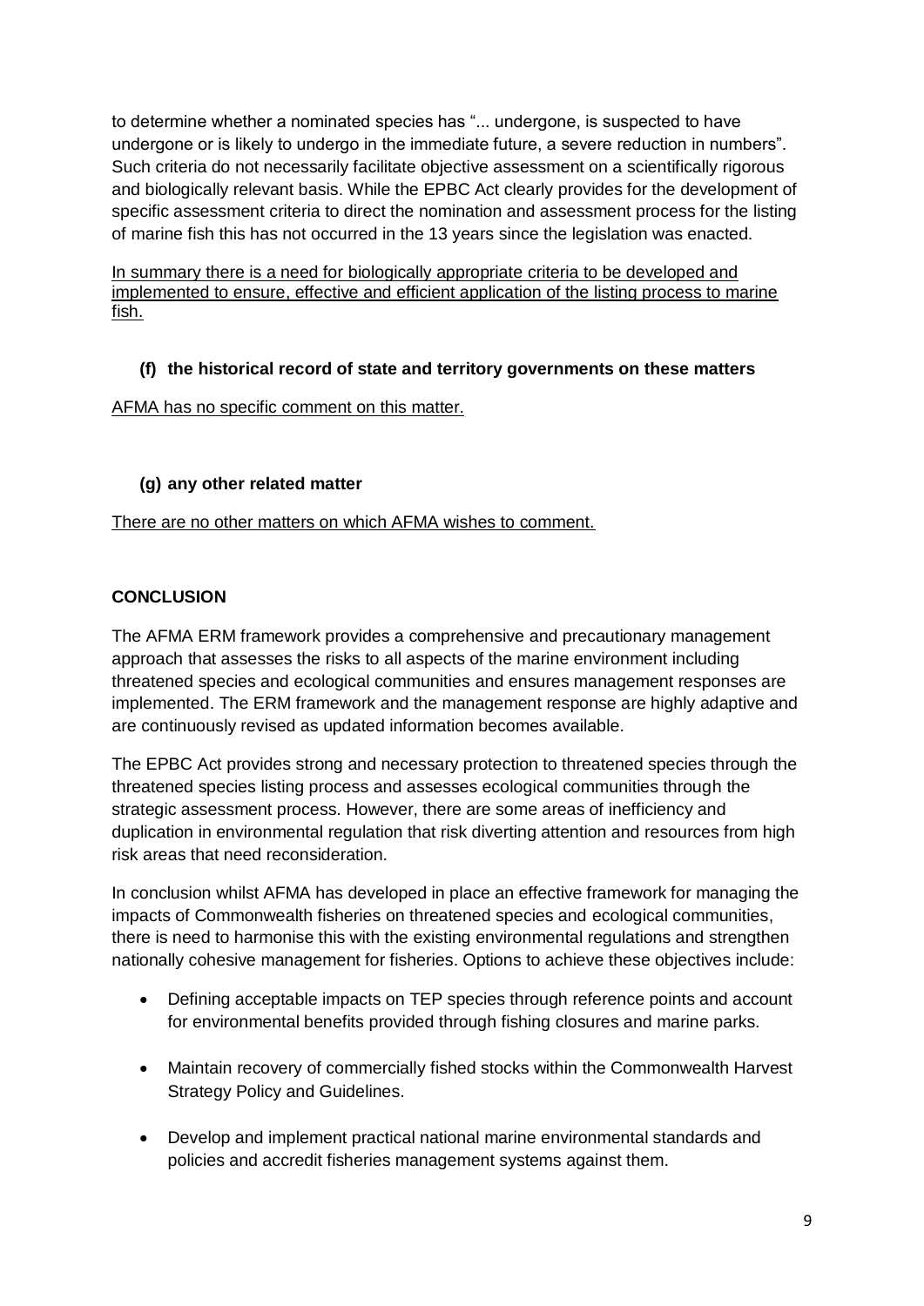to determine whether a nominated species has "... undergone, is suspected to have undergone or is likely to undergo in the immediate future, a severe reduction in numbers". Such criteria do not necessarily facilitate objective assessment on a scientifically rigorous and biologically relevant basis. While the EPBC Act clearly provides for the development of specific assessment criteria to direct the nomination and assessment process for the listing of marine fish this has not occurred in the 13 years since the legislation was enacted.

In summary there is a need for biologically appropriate criteria to be developed and implemented to ensure, effective and efficient application of the listing process to marine fish.

**(f) the historical record of state and territory governments on these matters**

AFMA has no specific comment on this matter.

**(g) any other related matter**

There are no other matters on which AFMA wishes to comment.

**CONCLUSION**

The AFMA ERM framework provides a comprehensive and precautionary management approach that assesses the risks to all aspects of the marine environment including threatened species and ecological communities and ensures management responses are implemented. The ERM framework and the management response are highly adaptive and are continuously revised as updated information becomes available.

The EPBC Act provides strong and necessary protection to threatened species through the threatened species listing process and assesses ecological communities through the strategic assessment process. However, there are some areas of inefficiency and duplication in environmental regulation that risk diverting attention and resources from high risk areas that need reconsideration.

In conclusion whilst AFMA has developed in place an effective framework for managing the impacts of Commonwealth fisheries on threatened species and ecological communities, there is need to harmonise this with the existing environmental regulations and strengthen nationally cohesive management for fisheries. Options to achieve these objectives include:

- Defining acceptable impacts on TEP species through reference points and account for environmental benefits provided through fishing closures and marine parks.
- Maintain recovery of commercially fished stocks within the Commonwealth Harvest Strategy Policy and Guidelines.
- Develop and implement practical national marine environmental standards and policies and accredit fisheries management systems against them.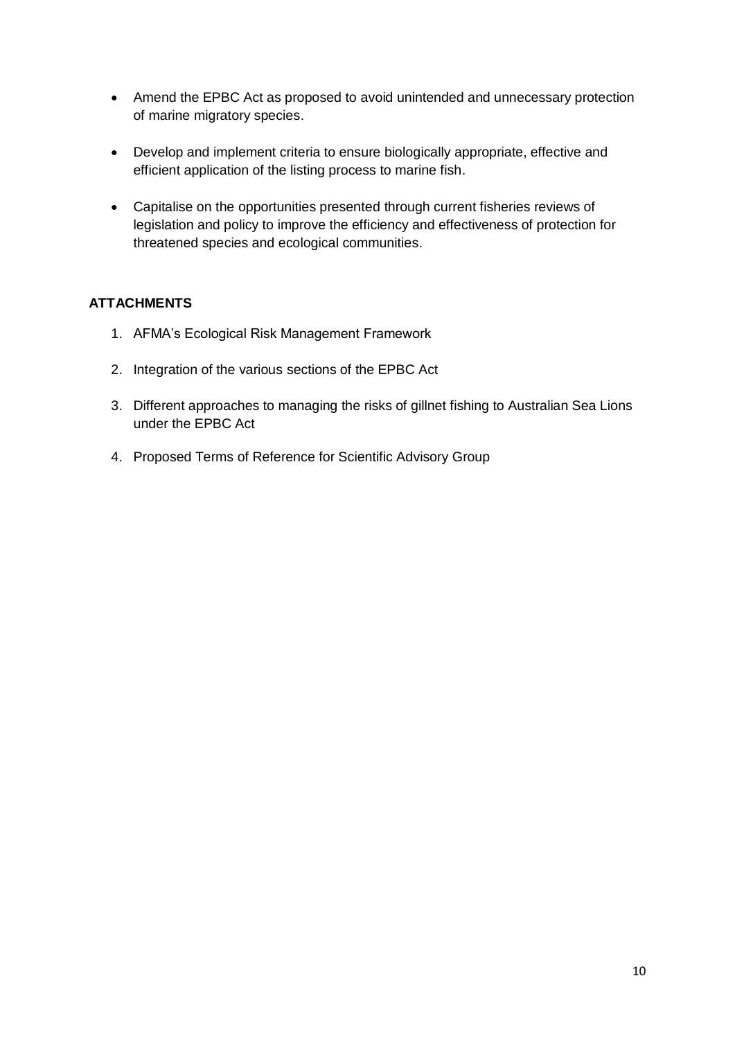- Amend the EPBC Act as proposed to avoid unintended and unnecessary protection of marine migratory species.
- Develop and implement criteria to ensure biologically appropriate, effective and efficient application of the listing process to marine fish.
- Capitalise on the opportunities presented through current fisheries reviews of legislation and policy to improve the efficiency and effectiveness of protection for threatened species and ecological communities.

**ATTACHMENTS**

1. AFMA's Ecological Risk Management Framework
2. Integration of the various sections of the EPBC Act
3. Different approaches to managing the risks of gillnet fishing to Australian Sea Lions under the EPBC Act
4. Proposed Terms of Reference for Scientific Advisory Group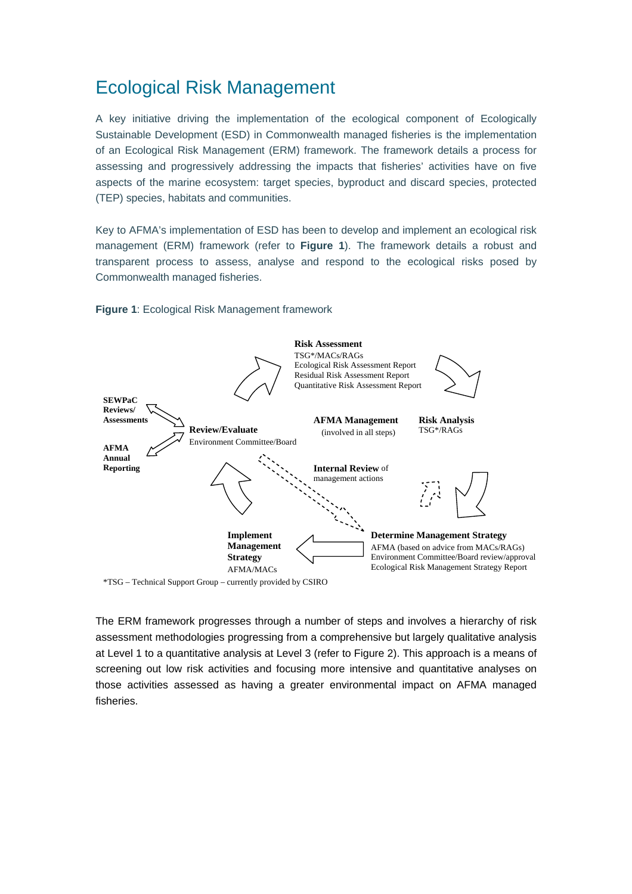# Ecological Risk Management

A key initiative driving the implementation of the ecological component of Ecologically Sustainable Development (ESD) in Commonwealth managed fisheries is the implementation of an Ecological Risk Management (ERM) framework. The framework details a process for assessing and progressively addressing the impacts that fisheries' activities have on five aspects of the marine ecosystem: target species, byproduct and discard species, protected (TEP) species, habitats and communities.

Key to AFMA's implementation of ESD has been to develop and implement an ecological risk management (ERM) framework (refer to **Figure 1**). The framework details a robust and transparent process to assess, analyse and respond to the ecological risks posed by Commonwealth managed fisheries.

**Figure 1**: Ecological Risk Management framework

**Risk Assessment**
TSG*/MACs/RAGs
Ecological Risk Assessment Report
Residual Risk Assessment Report
Quantitative Risk Assessment Report

**SEWPaC Reviews/ Assessments**

**Review/Evaluate**
Environment Committee/Board

**AFMA Annual Reporting**

**AFMA Management**
(involved in all steps)

**Risk Analysis**
TSG*/RAGs

**Internal Review** of management actions

**Implement Management Strategy**
AFMA/MACs

**Determine Management Strategy**
AFMA (based on advice from MACs/RAGs)
Environment Committee/Board review/approval
Ecological Risk Management Strategy Report

*TSG – Technical Support Group – currently provided by CSIRO

The ERM framework progresses through a number of steps and involves a hierarchy of risk assessment methodologies progressing from a comprehensive but largely qualitative analysis at Level 1 to a quantitative analysis at Level 3 (refer to Figure 2). This approach is a means of screening out low risk activities and focusing more intensive and quantitative analyses on those activities assessed as having a greater environmental impact on AFMA managed fisheries.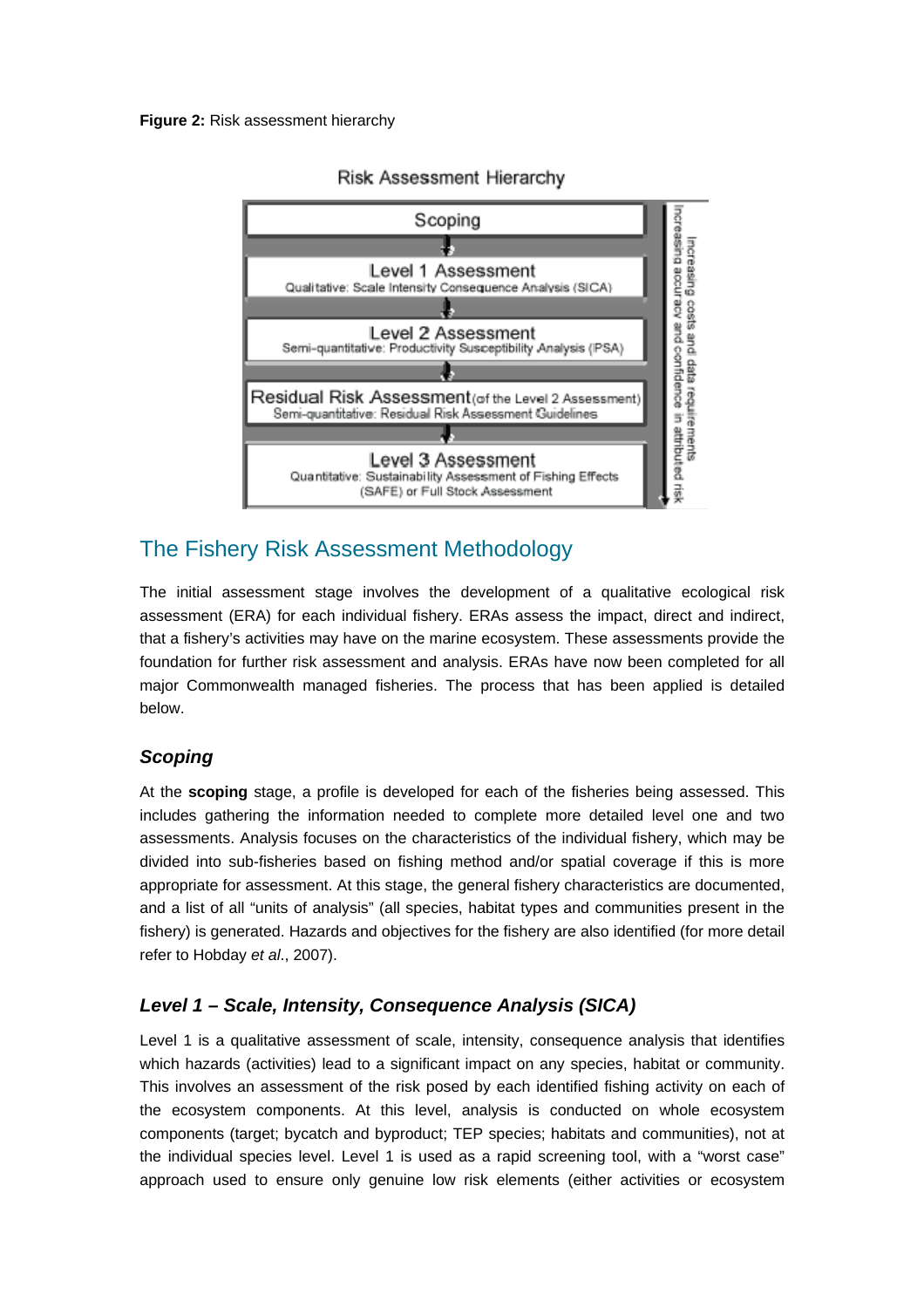**Figure 2:** Risk assessment hierarchy

Risk Assessment Hierarchy

- Scoping
- Level 1 Assessment
  Qualitative: Scale Intensity Consequence Analysis (SICA)
- Level 2 Assessment
  Semi-quantitative: Productivity Susceptibility Analysis (PSA)
- Residual Risk Assessment (of the Level 2 Assessment)
  Semi-quantitative: Residual Risk Assessment Guidelines
- Level 3 Assessment
  Quantitative: Sustainability Assessment of Fishing Effects (SAFE) or Full Stock Assessment

Increasing costs and data requirements

Increasing accuracy and confidence in attributed risk

## The Fishery Risk Assessment Methodology

The initial assessment stage involves the development of a qualitative ecological risk assessment (ERA) for each individual fishery. ERAs assess the impact, direct and indirect, that a fishery's activities may have on the marine ecosystem. These assessments provide the foundation for further risk assessment and analysis. ERAs have now been completed for all major Commonwealth managed fisheries. The process that has been applied is detailed below.

### *Scoping*

At the **scoping** stage, a profile is developed for each of the fisheries being assessed. This includes gathering the information needed to complete more detailed level one and two assessments. Analysis focuses on the characteristics of the individual fishery, which may be divided into sub-fisheries based on fishing method and/or spatial coverage if this is more appropriate for assessment. At this stage, the general fishery characteristics are documented, and a list of all "units of analysis" (all species, habitat types and communities present in the fishery) is generated. Hazards and objectives for the fishery are also identified (for more detail refer to Hobday *et al*., 2007).

### *Level 1 – Scale, Intensity, Consequence Analysis (SICA)*

Level 1 is a qualitative assessment of scale, intensity, consequence analysis that identifies which hazards (activities) lead to a significant impact on any species, habitat or community. This involves an assessment of the risk posed by each identified fishing activity on each of the ecosystem components. At this level, analysis is conducted on whole ecosystem components (target; bycatch and byproduct; TEP species; habitats and communities), not at the individual species level. Level 1 is used as a rapid screening tool, with a "worst case" approach used to ensure only genuine low risk elements (either activities or ecosystem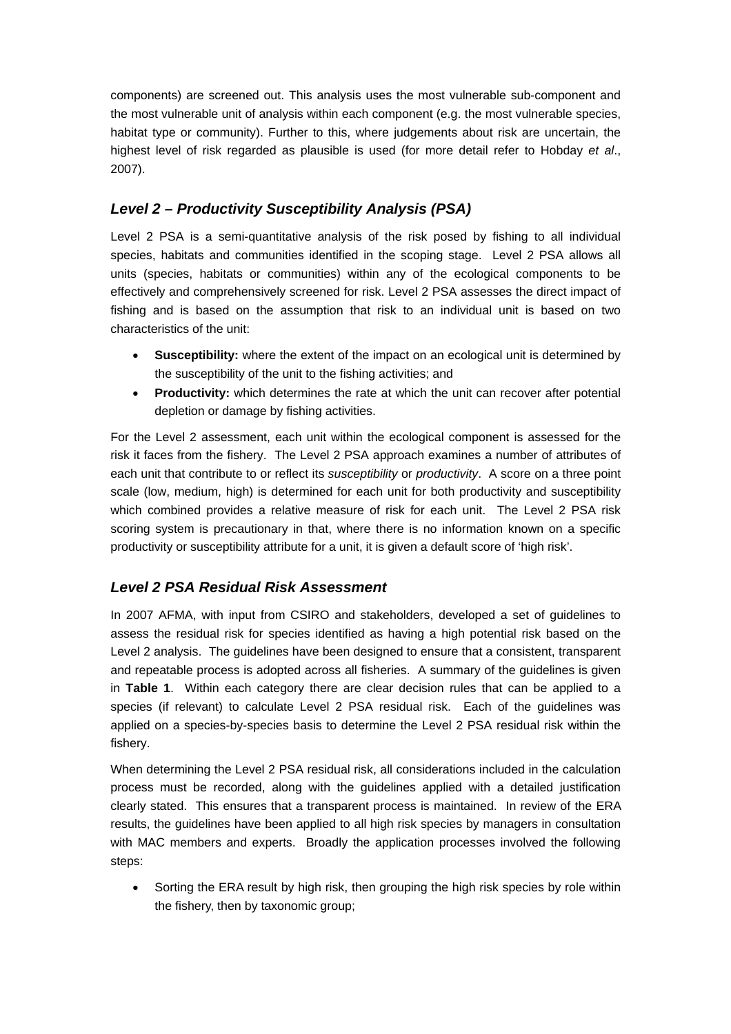components) are screened out. This analysis uses the most vulnerable sub-component and the most vulnerable unit of analysis within each component (e.g. the most vulnerable species, habitat type or community). Further to this, where judgements about risk are uncertain, the highest level of risk regarded as plausible is used (for more detail refer to Hobday *et al*., 2007).

### *Level 2 – Productivity Susceptibility Analysis (PSA)*

Level 2 PSA is a semi-quantitative analysis of the risk posed by fishing to all individual species, habitats and communities identified in the scoping stage. Level 2 PSA allows all units (species, habitats or communities) within any of the ecological components to be effectively and comprehensively screened for risk. Level 2 PSA assesses the direct impact of fishing and is based on the assumption that risk to an individual unit is based on two characteristics of the unit:

- **Susceptibility:** where the extent of the impact on an ecological unit is determined by the susceptibility of the unit to the fishing activities; and
- **Productivity:** which determines the rate at which the unit can recover after potential depletion or damage by fishing activities.

For the Level 2 assessment, each unit within the ecological component is assessed for the risk it faces from the fishery. The Level 2 PSA approach examines a number of attributes of each unit that contribute to or reflect its *susceptibility* or *productivity*. A score on a three point scale (low, medium, high) is determined for each unit for both productivity and susceptibility which combined provides a relative measure of risk for each unit. The Level 2 PSA risk scoring system is precautionary in that, where there is no information known on a specific productivity or susceptibility attribute for a unit, it is given a default score of 'high risk'.

### *Level 2 PSA Residual Risk Assessment*

In 2007 AFMA, with input from CSIRO and stakeholders, developed a set of guidelines to assess the residual risk for species identified as having a high potential risk based on the Level 2 analysis. The guidelines have been designed to ensure that a consistent, transparent and repeatable process is adopted across all fisheries. A summary of the guidelines is given in **Table 1**. Within each category there are clear decision rules that can be applied to a species (if relevant) to calculate Level 2 PSA residual risk. Each of the guidelines was applied on a species-by-species basis to determine the Level 2 PSA residual risk within the fishery.

When determining the Level 2 PSA residual risk, all considerations included in the calculation process must be recorded, along with the guidelines applied with a detailed justification clearly stated. This ensures that a transparent process is maintained. In review of the ERA results, the guidelines have been applied to all high risk species by managers in consultation with MAC members and experts. Broadly the application processes involved the following steps:

- Sorting the ERA result by high risk, then grouping the high risk species by role within the fishery, then by taxonomic group;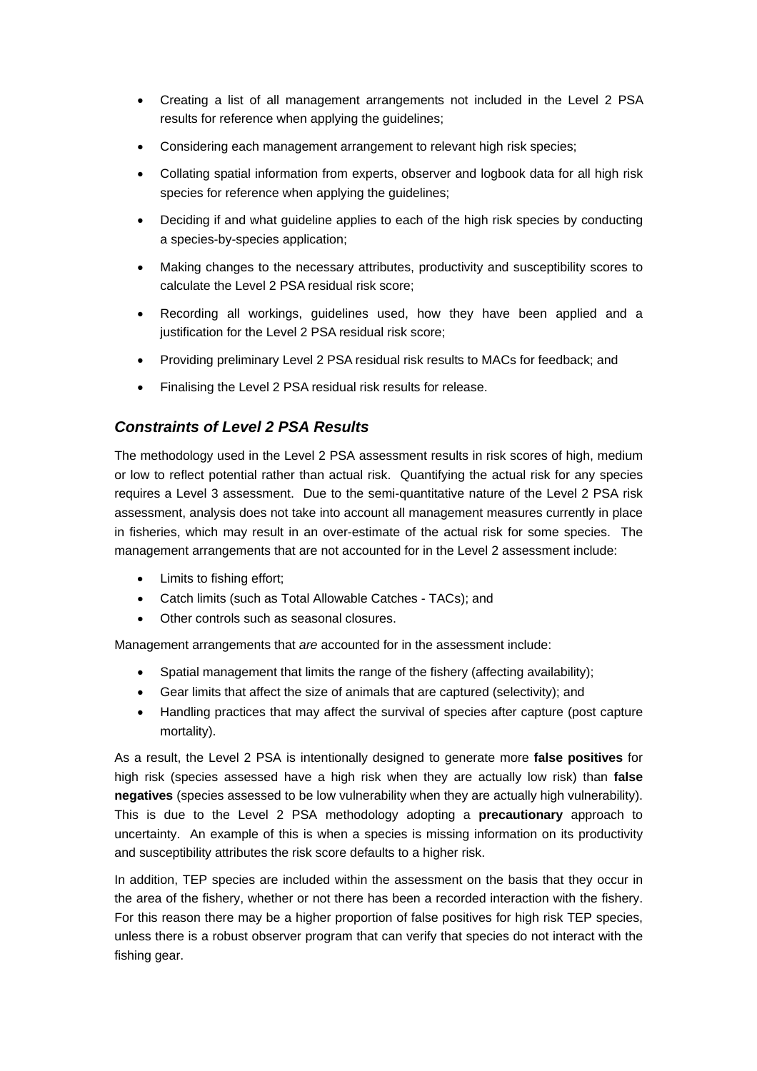- Creating a list of all management arrangements not included in the Level 2 PSA results for reference when applying the guidelines;
- Considering each management arrangement to relevant high risk species;
- Collating spatial information from experts, observer and logbook data for all high risk species for reference when applying the guidelines;
- Deciding if and what guideline applies to each of the high risk species by conducting a species-by-species application;
- Making changes to the necessary attributes, productivity and susceptibility scores to calculate the Level 2 PSA residual risk score;
- Recording all workings, guidelines used, how they have been applied and a justification for the Level 2 PSA residual risk score;
- Providing preliminary Level 2 PSA residual risk results to MACs for feedback; and
- Finalising the Level 2 PSA residual risk results for release.

### *Constraints of Level 2 PSA Results*

The methodology used in the Level 2 PSA assessment results in risk scores of high, medium or low to reflect potential rather than actual risk. Quantifying the actual risk for any species requires a Level 3 assessment. Due to the semi-quantitative nature of the Level 2 PSA risk assessment, analysis does not take into account all management measures currently in place in fisheries, which may result in an over-estimate of the actual risk for some species. The management arrangements that are not accounted for in the Level 2 assessment include:

- Limits to fishing effort;
- Catch limits (such as Total Allowable Catches - TACs); and
- Other controls such as seasonal closures.

Management arrangements that *are* accounted for in the assessment include:

- Spatial management that limits the range of the fishery (affecting availability);
- Gear limits that affect the size of animals that are captured (selectivity); and
- Handling practices that may affect the survival of species after capture (post capture mortality).

As a result, the Level 2 PSA is intentionally designed to generate more **false positives** for high risk (species assessed have a high risk when they are actually low risk) than **false negatives** (species assessed to be low vulnerability when they are actually high vulnerability). This is due to the Level 2 PSA methodology adopting a **precautionary** approach to uncertainty. An example of this is when a species is missing information on its productivity and susceptibility attributes the risk score defaults to a higher risk.

In addition, TEP species are included within the assessment on the basis that they occur in the area of the fishery, whether or not there has been a recorded interaction with the fishery. For this reason there may be a higher proportion of false positives for high risk TEP species, unless there is a robust observer program that can verify that species do not interact with the fishing gear.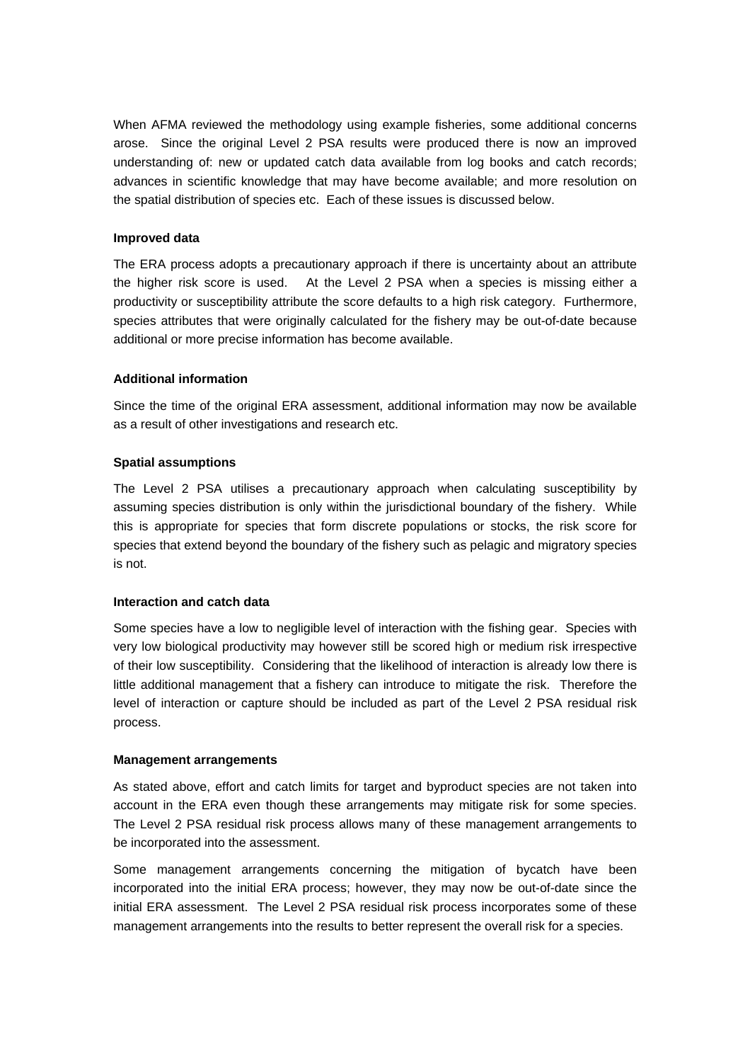When AFMA reviewed the methodology using example fisheries, some additional concerns arose. Since the original Level 2 PSA results were produced there is now an improved understanding of: new or updated catch data available from log books and catch records; advances in scientific knowledge that may have become available; and more resolution on the spatial distribution of species etc. Each of these issues is discussed below.

**Improved data**

The ERA process adopts a precautionary approach if there is uncertainty about an attribute the higher risk score is used. At the Level 2 PSA when a species is missing either a productivity or susceptibility attribute the score defaults to a high risk category. Furthermore, species attributes that were originally calculated for the fishery may be out-of-date because additional or more precise information has become available.

**Additional information**

Since the time of the original ERA assessment, additional information may now be available as a result of other investigations and research etc.

**Spatial assumptions**

The Level 2 PSA utilises a precautionary approach when calculating susceptibility by assuming species distribution is only within the jurisdictional boundary of the fishery. While this is appropriate for species that form discrete populations or stocks, the risk score for species that extend beyond the boundary of the fishery such as pelagic and migratory species is not.

**Interaction and catch data**

Some species have a low to negligible level of interaction with the fishing gear. Species with very low biological productivity may however still be scored high or medium risk irrespective of their low susceptibility. Considering that the likelihood of interaction is already low there is little additional management that a fishery can introduce to mitigate the risk. Therefore the level of interaction or capture should be included as part of the Level 2 PSA residual risk process.

**Management arrangements**

As stated above, effort and catch limits for target and byproduct species are not taken into account in the ERA even though these arrangements may mitigate risk for some species. The Level 2 PSA residual risk process allows many of these management arrangements to be incorporated into the assessment.

Some management arrangements concerning the mitigation of bycatch have been incorporated into the initial ERA process; however, they may now be out-of-date since the initial ERA assessment. The Level 2 PSA residual risk process incorporates some of these management arrangements into the results to better represent the overall risk for a species.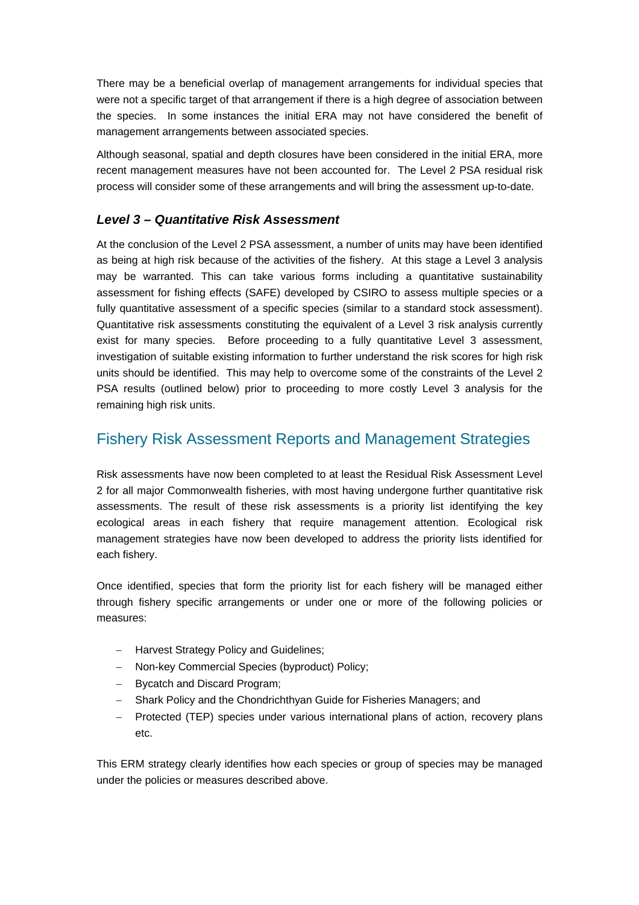There may be a beneficial overlap of management arrangements for individual species that were not a specific target of that arrangement if there is a high degree of association between the species. In some instances the initial ERA may not have considered the benefit of management arrangements between associated species.

Although seasonal, spatial and depth closures have been considered in the initial ERA, more recent management measures have not been accounted for. The Level 2 PSA residual risk process will consider some of these arrangements and will bring the assessment up-to-date.

### *Level 3 – Quantitative Risk Assessment*

At the conclusion of the Level 2 PSA assessment, a number of units may have been identified as being at high risk because of the activities of the fishery. At this stage a Level 3 analysis may be warranted. This can take various forms including a quantitative sustainability assessment for fishing effects (SAFE) developed by CSIRO to assess multiple species or a fully quantitative assessment of a specific species (similar to a standard stock assessment). Quantitative risk assessments constituting the equivalent of a Level 3 risk analysis currently exist for many species. Before proceeding to a fully quantitative Level 3 assessment, investigation of suitable existing information to further understand the risk scores for high risk units should be identified. This may help to overcome some of the constraints of the Level 2 PSA results (outlined below) prior to proceeding to more costly Level 3 analysis for the remaining high risk units.

## Fishery Risk Assessment Reports and Management Strategies

Risk assessments have now been completed to at least the Residual Risk Assessment Level 2 for all major Commonwealth fisheries, with most having undergone further quantitative risk assessments. The result of these risk assessments is a priority list identifying the key ecological areas in each fishery that require management attention. Ecological risk management strategies have now been developed to address the priority lists identified for each fishery.

Once identified, species that form the priority list for each fishery will be managed either through fishery specific arrangements or under one or more of the following policies or measures:

- Harvest Strategy Policy and Guidelines;
- Non-key Commercial Species (byproduct) Policy;
- Bycatch and Discard Program;
- Shark Policy and the Chondrichthyan Guide for Fisheries Managers; and
- Protected (TEP) species under various international plans of action, recovery plans etc.

This ERM strategy clearly identifies how each species or group of species may be managed under the policies or measures described above.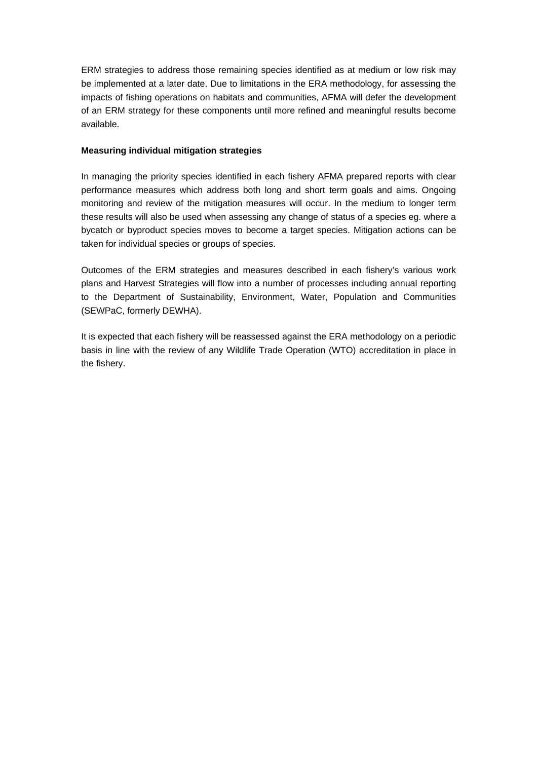ERM strategies to address those remaining species identified as at medium or low risk may be implemented at a later date. Due to limitations in the ERA methodology, for assessing the impacts of fishing operations on habitats and communities, AFMA will defer the development of an ERM strategy for these components until more refined and meaningful results become available.

**Measuring individual mitigation strategies**

In managing the priority species identified in each fishery AFMA prepared reports with clear performance measures which address both long and short term goals and aims. Ongoing monitoring and review of the mitigation measures will occur. In the medium to longer term these results will also be used when assessing any change of status of a species eg. where a bycatch or byproduct species moves to become a target species. Mitigation actions can be taken for individual species or groups of species.

Outcomes of the ERM strategies and measures described in each fishery's various work plans and Harvest Strategies will flow into a number of processes including annual reporting to the Department of Sustainability, Environment, Water, Population and Communities (SEWPaC, formerly DEWHA).

It is expected that each fishery will be reassessed against the ERA methodology on a periodic basis in line with the review of any Wildlife Trade Operation (WTO) accreditation in place in the fishery.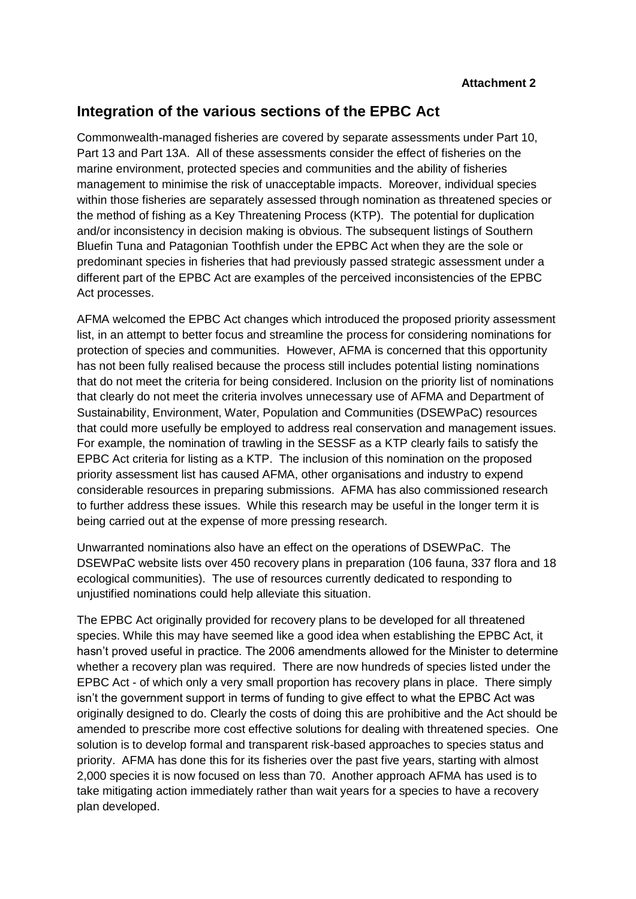**Attachment 2**

## Integration of the various sections of the EPBC Act

Commonwealth-managed fisheries are covered by separate assessments under Part 10, Part 13 and Part 13A. All of these assessments consider the effect of fisheries on the marine environment, protected species and communities and the ability of fisheries management to minimise the risk of unacceptable impacts. Moreover, individual species within those fisheries are separately assessed through nomination as threatened species or the method of fishing as a Key Threatening Process (KTP). The potential for duplication and/or inconsistency in decision making is obvious. The subsequent listings of Southern Bluefin Tuna and Patagonian Toothfish under the EPBC Act when they are the sole or predominant species in fisheries that had previously passed strategic assessment under a different part of the EPBC Act are examples of the perceived inconsistencies of the EPBC Act processes.

AFMA welcomed the EPBC Act changes which introduced the proposed priority assessment list, in an attempt to better focus and streamline the process for considering nominations for protection of species and communities. However, AFMA is concerned that this opportunity has not been fully realised because the process still includes potential listing nominations that do not meet the criteria for being considered. Inclusion on the priority list of nominations that clearly do not meet the criteria involves unnecessary use of AFMA and Department of Sustainability, Environment, Water, Population and Communities (DSEWPaC) resources that could more usefully be employed to address real conservation and management issues. For example, the nomination of trawling in the SESSF as a KTP clearly fails to satisfy the EPBC Act criteria for listing as a KTP. The inclusion of this nomination on the proposed priority assessment list has caused AFMA, other organisations and industry to expend considerable resources in preparing submissions. AFMA has also commissioned research to further address these issues. While this research may be useful in the longer term it is being carried out at the expense of more pressing research.

Unwarranted nominations also have an effect on the operations of DSEWPaC. The DSEWPaC website lists over 450 recovery plans in preparation (106 fauna, 337 flora and 18 ecological communities). The use of resources currently dedicated to responding to unjustified nominations could help alleviate this situation.

The EPBC Act originally provided for recovery plans to be developed for all threatened species. While this may have seemed like a good idea when establishing the EPBC Act, it hasn't proved useful in practice. The 2006 amendments allowed for the Minister to determine whether a recovery plan was required. There are now hundreds of species listed under the EPBC Act - of which only a very small proportion has recovery plans in place. There simply isn't the government support in terms of funding to give effect to what the EPBC Act was originally designed to do. Clearly the costs of doing this are prohibitive and the Act should be amended to prescribe more cost effective solutions for dealing with threatened species. One solution is to develop formal and transparent risk-based approaches to species status and priority. AFMA has done this for its fisheries over the past five years, starting with almost 2,000 species it is now focused on less than 70. Another approach AFMA has used is to take mitigating action immediately rather than wait years for a species to have a recovery plan developed.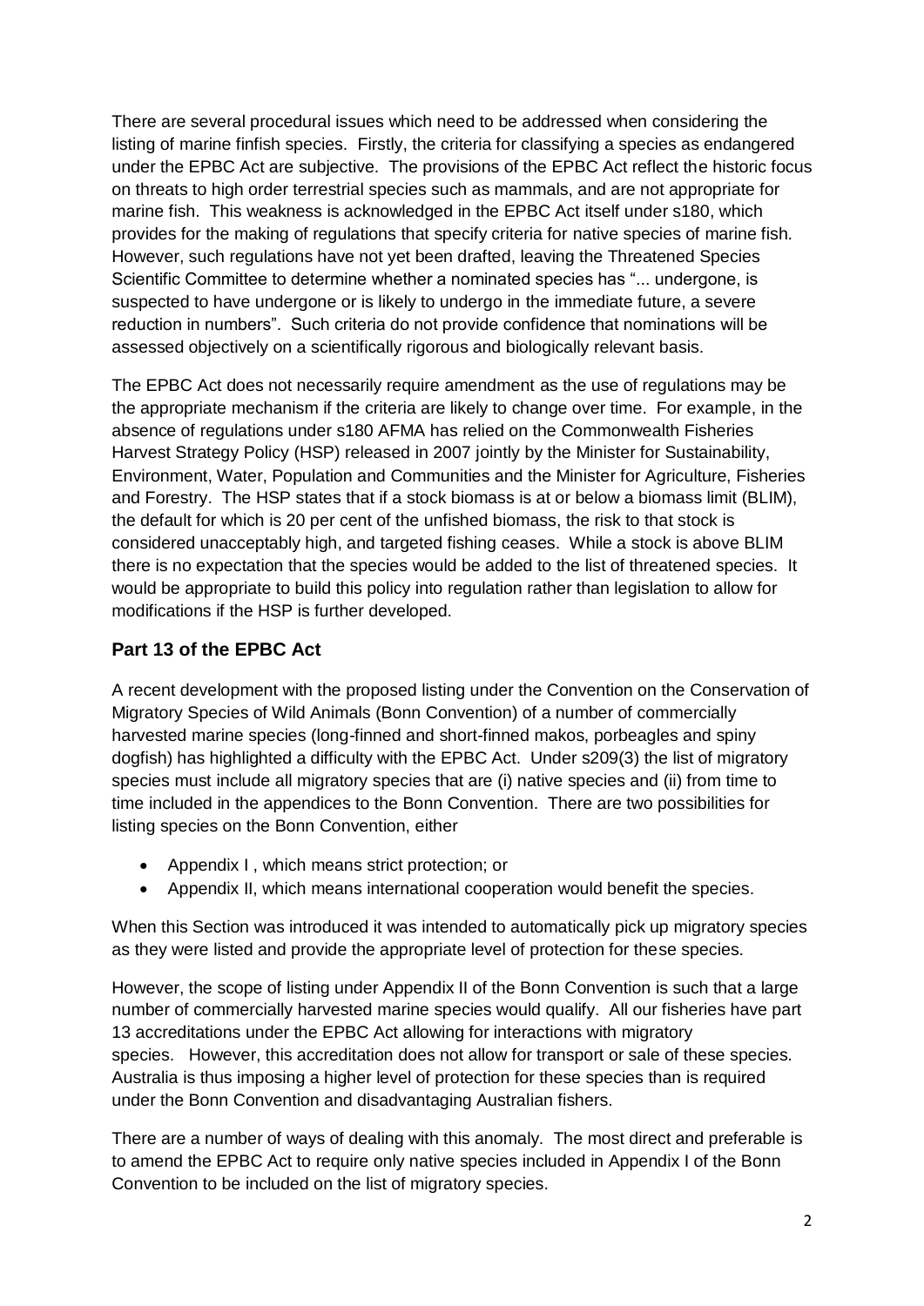There are several procedural issues which need to be addressed when considering the listing of marine finfish species. Firstly, the criteria for classifying a species as endangered under the EPBC Act are subjective. The provisions of the EPBC Act reflect the historic focus on threats to high order terrestrial species such as mammals, and are not appropriate for marine fish. This weakness is acknowledged in the EPBC Act itself under s180, which provides for the making of regulations that specify criteria for native species of marine fish. However, such regulations have not yet been drafted, leaving the Threatened Species Scientific Committee to determine whether a nominated species has "... undergone, is suspected to have undergone or is likely to undergo in the immediate future, a severe reduction in numbers". Such criteria do not provide confidence that nominations will be assessed objectively on a scientifically rigorous and biologically relevant basis.

The EPBC Act does not necessarily require amendment as the use of regulations may be the appropriate mechanism if the criteria are likely to change over time. For example, in the absence of regulations under s180 AFMA has relied on the Commonwealth Fisheries Harvest Strategy Policy (HSP) released in 2007 jointly by the Minister for Sustainability, Environment, Water, Population and Communities and the Minister for Agriculture, Fisheries and Forestry. The HSP states that if a stock biomass is at or below a biomass limit (BLIM), the default for which is 20 per cent of the unfished biomass, the risk to that stock is considered unacceptably high, and targeted fishing ceases. While a stock is above BLIM there is no expectation that the species would be added to the list of threatened species. It would be appropriate to build this policy into regulation rather than legislation to allow for modifications if the HSP is further developed.

## Part 13 of the EPBC Act

A recent development with the proposed listing under the Convention on the Conservation of Migratory Species of Wild Animals (Bonn Convention) of a number of commercially harvested marine species (long-finned and short-finned makos, porbeagles and spiny dogfish) has highlighted a difficulty with the EPBC Act. Under s209(3) the list of migratory species must include all migratory species that are (i) native species and (ii) from time to time included in the appendices to the Bonn Convention. There are two possibilities for listing species on the Bonn Convention, either

- Appendix I , which means strict protection; or
- Appendix II, which means international cooperation would benefit the species.

When this Section was introduced it was intended to automatically pick up migratory species as they were listed and provide the appropriate level of protection for these species.

However, the scope of listing under Appendix II of the Bonn Convention is such that a large number of commercially harvested marine species would qualify. All our fisheries have part 13 accreditations under the EPBC Act allowing for interactions with migratory species. However, this accreditation does not allow for transport or sale of these species. Australia is thus imposing a higher level of protection for these species than is required under the Bonn Convention and disadvantaging Australian fishers.

There are a number of ways of dealing with this anomaly. The most direct and preferable is to amend the EPBC Act to require only native species included in Appendix I of the Bonn Convention to be included on the list of migratory species.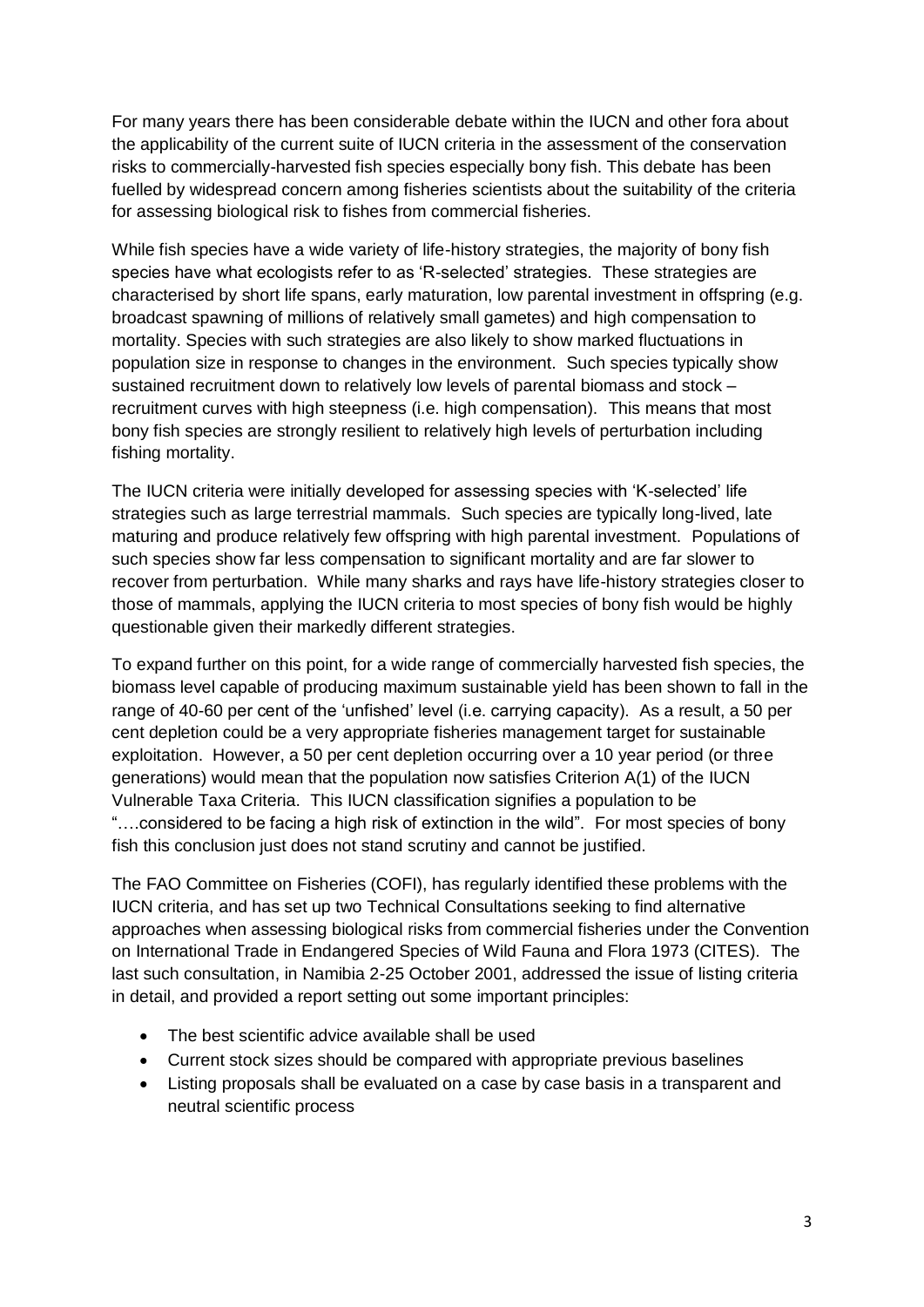For many years there has been considerable debate within the IUCN and other fora about the applicability of the current suite of IUCN criteria in the assessment of the conservation risks to commercially-harvested fish species especially bony fish. This debate has been fuelled by widespread concern among fisheries scientists about the suitability of the criteria for assessing biological risk to fishes from commercial fisheries.

While fish species have a wide variety of life-history strategies, the majority of bony fish species have what ecologists refer to as 'R-selected' strategies. These strategies are characterised by short life spans, early maturation, low parental investment in offspring (e.g. broadcast spawning of millions of relatively small gametes) and high compensation to mortality. Species with such strategies are also likely to show marked fluctuations in population size in response to changes in the environment. Such species typically show sustained recruitment down to relatively low levels of parental biomass and stock – recruitment curves with high steepness (i.e. high compensation). This means that most bony fish species are strongly resilient to relatively high levels of perturbation including fishing mortality.

The IUCN criteria were initially developed for assessing species with 'K-selected' life strategies such as large terrestrial mammals. Such species are typically long-lived, late maturing and produce relatively few offspring with high parental investment. Populations of such species show far less compensation to significant mortality and are far slower to recover from perturbation. While many sharks and rays have life-history strategies closer to those of mammals, applying the IUCN criteria to most species of bony fish would be highly questionable given their markedly different strategies.

To expand further on this point, for a wide range of commercially harvested fish species, the biomass level capable of producing maximum sustainable yield has been shown to fall in the range of 40-60 per cent of the 'unfished' level (i.e. carrying capacity). As a result, a 50 per cent depletion could be a very appropriate fisheries management target for sustainable exploitation. However, a 50 per cent depletion occurring over a 10 year period (or three generations) would mean that the population now satisfies Criterion A(1) of the IUCN Vulnerable Taxa Criteria. This IUCN classification signifies a population to be "….considered to be facing a high risk of extinction in the wild". For most species of bony fish this conclusion just does not stand scrutiny and cannot be justified.

The FAO Committee on Fisheries (COFI), has regularly identified these problems with the IUCN criteria, and has set up two Technical Consultations seeking to find alternative approaches when assessing biological risks from commercial fisheries under the Convention on International Trade in Endangered Species of Wild Fauna and Flora 1973 (CITES). The last such consultation, in Namibia 2-25 October 2001, addressed the issue of listing criteria in detail, and provided a report setting out some important principles:

- The best scientific advice available shall be used
- Current stock sizes should be compared with appropriate previous baselines
- Listing proposals shall be evaluated on a case by case basis in a transparent and neutral scientific process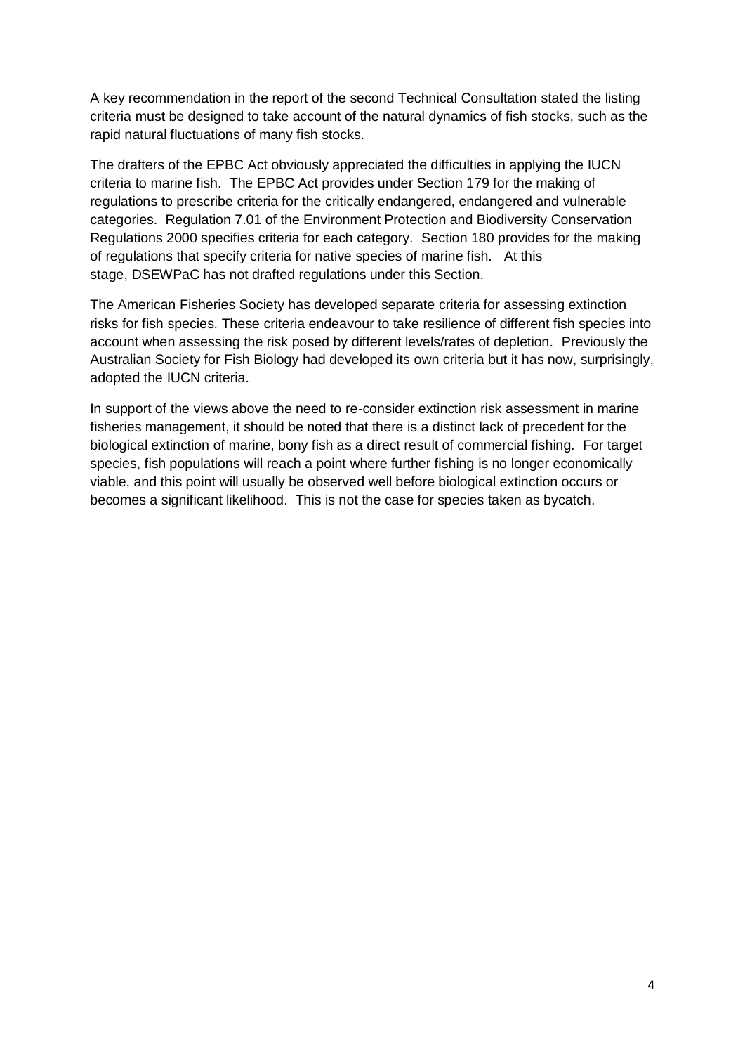A key recommendation in the report of the second Technical Consultation stated the listing criteria must be designed to take account of the natural dynamics of fish stocks, such as the rapid natural fluctuations of many fish stocks.

The drafters of the EPBC Act obviously appreciated the difficulties in applying the IUCN criteria to marine fish. The EPBC Act provides under Section 179 for the making of regulations to prescribe criteria for the critically endangered, endangered and vulnerable categories. Regulation 7.01 of the Environment Protection and Biodiversity Conservation Regulations 2000 specifies criteria for each category. Section 180 provides for the making of regulations that specify criteria for native species of marine fish. At this stage, DSEWPaC has not drafted regulations under this Section.

The American Fisheries Society has developed separate criteria for assessing extinction risks for fish species. These criteria endeavour to take resilience of different fish species into account when assessing the risk posed by different levels/rates of depletion. Previously the Australian Society for Fish Biology had developed its own criteria but it has now, surprisingly, adopted the IUCN criteria.

In support of the views above the need to re-consider extinction risk assessment in marine fisheries management, it should be noted that there is a distinct lack of precedent for the biological extinction of marine, bony fish as a direct result of commercial fishing. For target species, fish populations will reach a point where further fishing is no longer economically viable, and this point will usually be observed well before biological extinction occurs or becomes a significant likelihood. This is not the case for species taken as bycatch.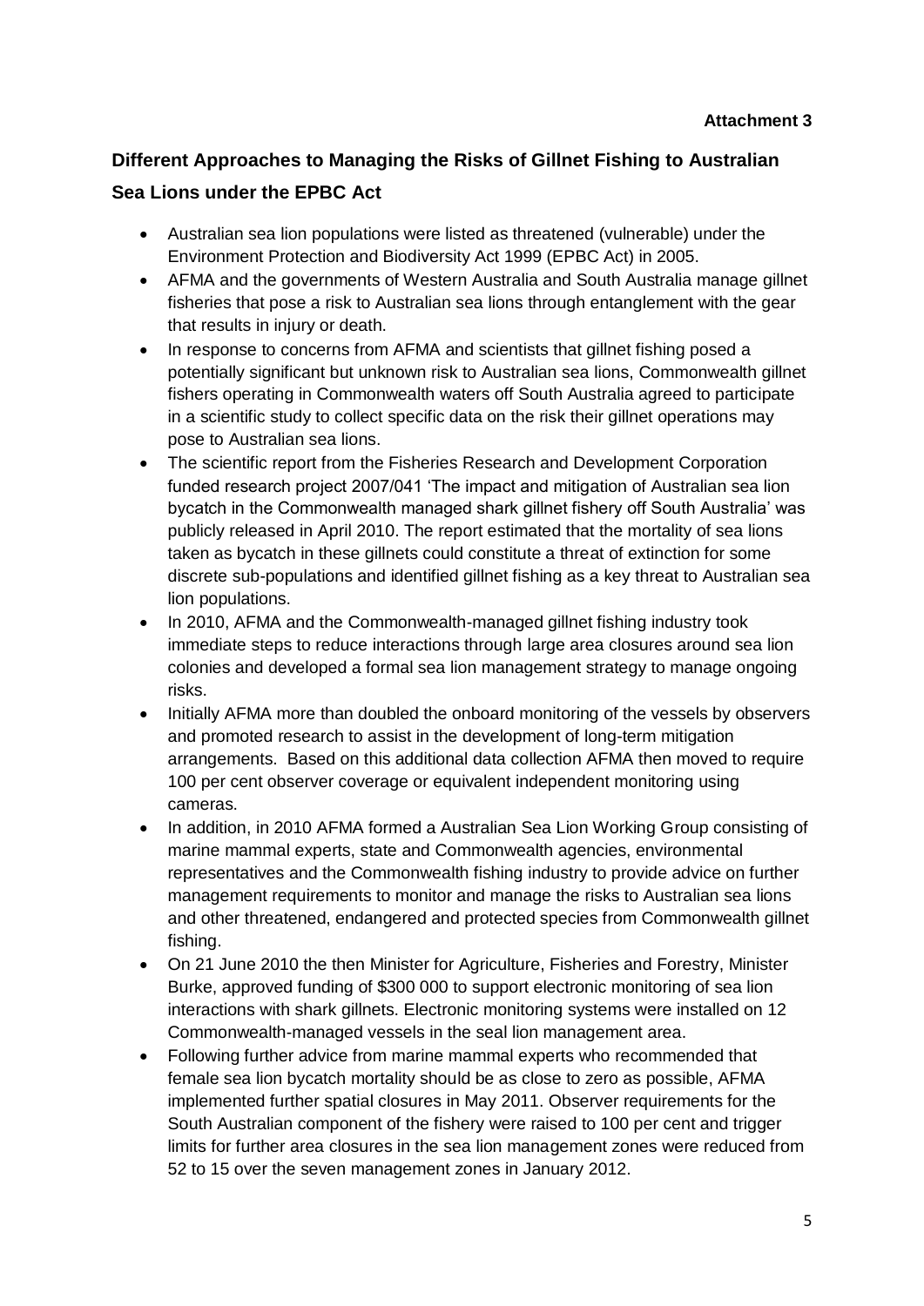**Attachment 3**

## Different Approaches to Managing the Risks of Gillnet Fishing to Australian Sea Lions under the EPBC Act

- Australian sea lion populations were listed as threatened (vulnerable) under the Environment Protection and Biodiversity Act 1999 (EPBC Act) in 2005.
- AFMA and the governments of Western Australia and South Australia manage gillnet fisheries that pose a risk to Australian sea lions through entanglement with the gear that results in injury or death.
- In response to concerns from AFMA and scientists that gillnet fishing posed a potentially significant but unknown risk to Australian sea lions, Commonwealth gillnet fishers operating in Commonwealth waters off South Australia agreed to participate in a scientific study to collect specific data on the risk their gillnet operations may pose to Australian sea lions.
- The scientific report from the Fisheries Research and Development Corporation funded research project 2007/041 'The impact and mitigation of Australian sea lion bycatch in the Commonwealth managed shark gillnet fishery off South Australia' was publicly released in April 2010. The report estimated that the mortality of sea lions taken as bycatch in these gillnets could constitute a threat of extinction for some discrete sub-populations and identified gillnet fishing as a key threat to Australian sea lion populations.
- In 2010, AFMA and the Commonwealth-managed gillnet fishing industry took immediate steps to reduce interactions through large area closures around sea lion colonies and developed a formal sea lion management strategy to manage ongoing risks.
- Initially AFMA more than doubled the onboard monitoring of the vessels by observers and promoted research to assist in the development of long-term mitigation arrangements. Based on this additional data collection AFMA then moved to require 100 per cent observer coverage or equivalent independent monitoring using cameras.
- In addition, in 2010 AFMA formed a Australian Sea Lion Working Group consisting of marine mammal experts, state and Commonwealth agencies, environmental representatives and the Commonwealth fishing industry to provide advice on further management requirements to monitor and manage the risks to Australian sea lions and other threatened, endangered and protected species from Commonwealth gillnet fishing.
- On 21 June 2010 the then Minister for Agriculture, Fisheries and Forestry, Minister Burke, approved funding of $300 000 to support electronic monitoring of sea lion interactions with shark gillnets. Electronic monitoring systems were installed on 12 Commonwealth-managed vessels in the seal lion management area.
- Following further advice from marine mammal experts who recommended that female sea lion bycatch mortality should be as close to zero as possible, AFMA implemented further spatial closures in May 2011. Observer requirements for the South Australian component of the fishery were raised to 100 per cent and trigger limits for further area closures in the sea lion management zones were reduced from 52 to 15 over the seven management zones in January 2012.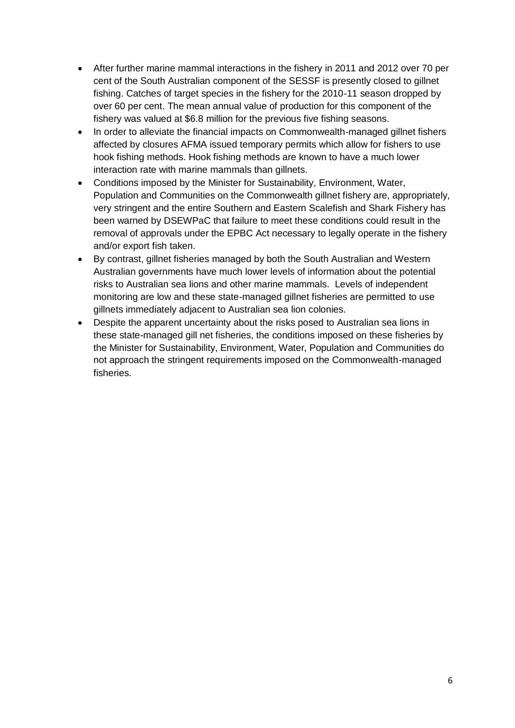- After further marine mammal interactions in the fishery in 2011 and 2012 over 70 per cent of the South Australian component of the SESSF is presently closed to gillnet fishing. Catches of target species in the fishery for the 2010-11 season dropped by over 60 per cent. The mean annual value of production for this component of the fishery was valued at $6.8 million for the previous five fishing seasons.
- In order to alleviate the financial impacts on Commonwealth-managed gillnet fishers affected by closures AFMA issued temporary permits which allow for fishers to use hook fishing methods. Hook fishing methods are known to have a much lower interaction rate with marine mammals than gillnets.
- Conditions imposed by the Minister for Sustainability, Environment, Water, Population and Communities on the Commonwealth gillnet fishery are, appropriately, very stringent and the entire Southern and Eastern Scalefish and Shark Fishery has been warned by DSEWPaC that failure to meet these conditions could result in the removal of approvals under the EPBC Act necessary to legally operate in the fishery and/or export fish taken.
- By contrast, gillnet fisheries managed by both the South Australian and Western Australian governments have much lower levels of information about the potential risks to Australian sea lions and other marine mammals. Levels of independent monitoring are low and these state-managed gillnet fisheries are permitted to use gillnets immediately adjacent to Australian sea lion colonies.
- Despite the apparent uncertainty about the risks posed to Australian sea lions in these state-managed gill net fisheries, the conditions imposed on these fisheries by the Minister for Sustainability, Environment, Water, Population and Communities do not approach the stringent requirements imposed on the Commonwealth-managed fisheries.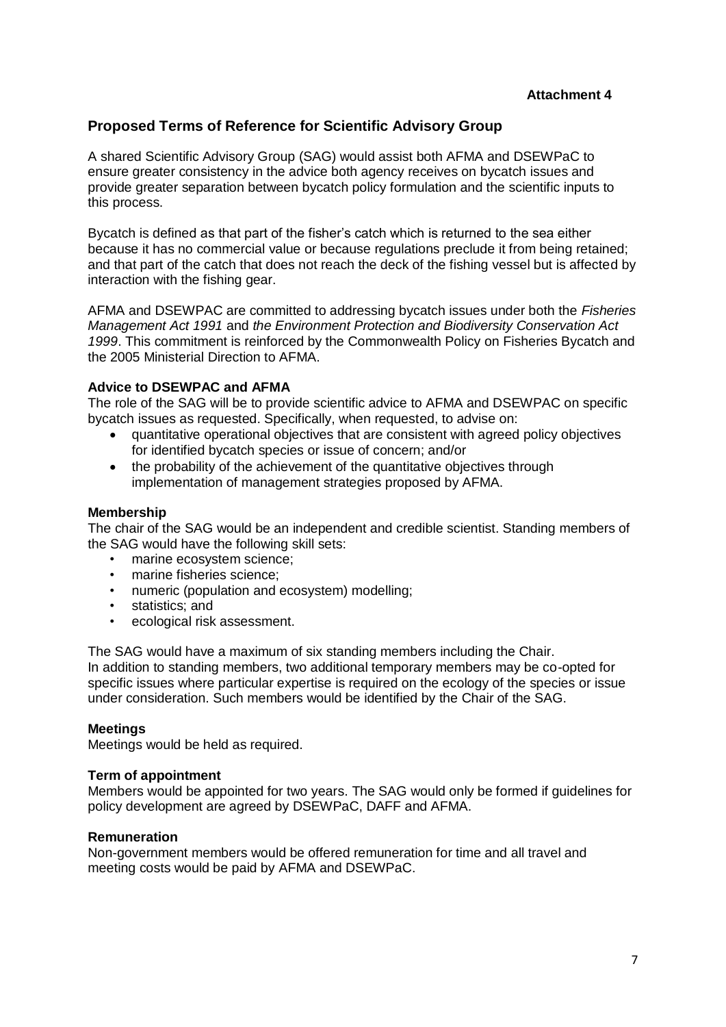**Attachment 4**

## Proposed Terms of Reference for Scientific Advisory Group

A shared Scientific Advisory Group (SAG) would assist both AFMA and DSEWPaC to ensure greater consistency in the advice both agency receives on bycatch issues and provide greater separation between bycatch policy formulation and the scientific inputs to this process.

Bycatch is defined as that part of the fisher's catch which is returned to the sea either because it has no commercial value or because regulations preclude it from being retained; and that part of the catch that does not reach the deck of the fishing vessel but is affected by interaction with the fishing gear.

AFMA and DSEWPAC are committed to addressing bycatch issues under both the *Fisheries Management Act 1991* and *the Environment Protection and Biodiversity Conservation Act 1999*. This commitment is reinforced by the Commonwealth Policy on Fisheries Bycatch and the 2005 Ministerial Direction to AFMA.

**Advice to DSEWPAC and AFMA**

The role of the SAG will be to provide scientific advice to AFMA and DSEWPAC on specific bycatch issues as requested. Specifically, when requested, to advise on:

- quantitative operational objectives that are consistent with agreed policy objectives for identified bycatch species or issue of concern; and/or
- the probability of the achievement of the quantitative objectives through implementation of management strategies proposed by AFMA.

**Membership**

The chair of the SAG would be an independent and credible scientist. Standing members of the SAG would have the following skill sets:

- marine ecosystem science;
- marine fisheries science;
- numeric (population and ecosystem) modelling;
- statistics; and
- ecological risk assessment.

The SAG would have a maximum of six standing members including the Chair.
In addition to standing members, two additional temporary members may be co-opted for specific issues where particular expertise is required on the ecology of the species or issue under consideration. Such members would be identified by the Chair of the SAG.

**Meetings**

Meetings would be held as required.

**Term of appointment**

Members would be appointed for two years. The SAG would only be formed if guidelines for policy development are agreed by DSEWPaC, DAFF and AFMA.

**Remuneration**

Non-government members would be offered remuneration for time and all travel and meeting costs would be paid by AFMA and DSEWPaC.